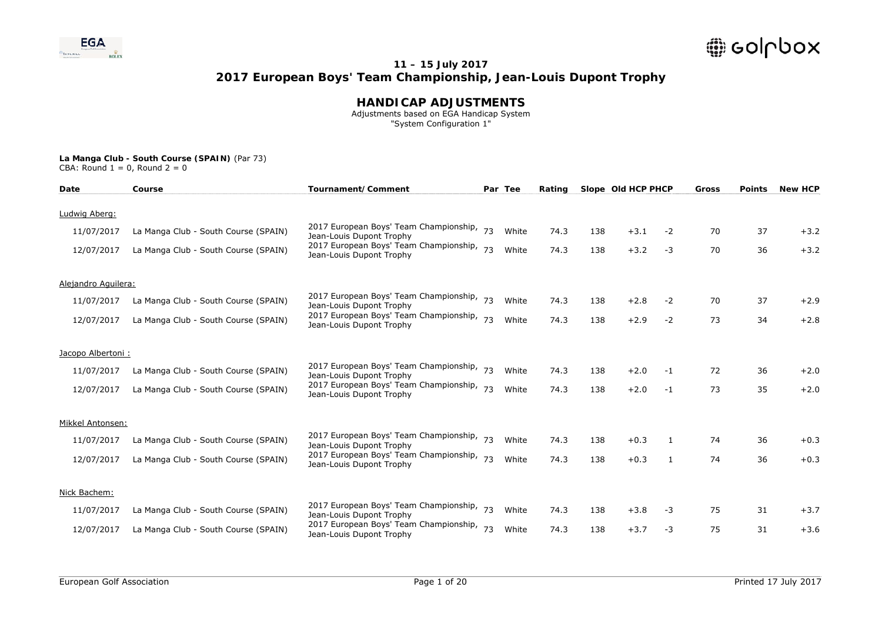**11 – 15 July 2017**

# 2017 European Boys' Team Championship, Jean-Louis Dupont Trophy

## HANDICAP ADJUSTMENTS

Adjustments based on EGA Handicap System
"System Configuration 1"

**La Manga Club - South Course (SPAIN)** (Par 73)
CBA: Round 1 = 0, Round 2 = 0

| Date | Course | Tournament/Comment | Par | Tee | Rating | Slope | Old HCP | PHCP | Gross | Points | New HCP |
|---|---|---|---|---|---|---|---|---|---|---|---|
| Ludwig Aberg: | | | | | | | | | | | |
| 11/07/2017 | La Manga Club - South Course (SPAIN) | 2017 European Boys' Team Championship, Jean-Louis Dupont Trophy | 73 | White | 74.3 | 138 | +3.1 | -2 | 70 | 37 | +3.2 |
| 12/07/2017 | La Manga Club - South Course (SPAIN) | 2017 European Boys' Team Championship, Jean-Louis Dupont Trophy | 73 | White | 74.3 | 138 | +3.2 | -3 | 70 | 36 | +3.2 |
| Alejandro Aguilera: | | | | | | | | | | | |
| 11/07/2017 | La Manga Club - South Course (SPAIN) | 2017 European Boys' Team Championship, Jean-Louis Dupont Trophy | 73 | White | 74.3 | 138 | +2.8 | -2 | 70 | 37 | +2.9 |
| 12/07/2017 | La Manga Club - South Course (SPAIN) | 2017 European Boys' Team Championship, Jean-Louis Dupont Trophy | 73 | White | 74.3 | 138 | +2.9 | -2 | 73 | 34 | +2.8 |
| Jacopo Albertoni : | | | | | | | | | | | |
| 11/07/2017 | La Manga Club - South Course (SPAIN) | 2017 European Boys' Team Championship, Jean-Louis Dupont Trophy | 73 | White | 74.3 | 138 | +2.0 | -1 | 72 | 36 | +2.0 |
| 12/07/2017 | La Manga Club - South Course (SPAIN) | 2017 European Boys' Team Championship, Jean-Louis Dupont Trophy | 73 | White | 74.3 | 138 | +2.0 | -1 | 73 | 35 | +2.0 |
| Mikkel Antonsen: | | | | | | | | | | | |
| 11/07/2017 | La Manga Club - South Course (SPAIN) | 2017 European Boys' Team Championship, Jean-Louis Dupont Trophy | 73 | White | 74.3 | 138 | +0.3 | 1 | 74 | 36 | +0.3 |
| 12/07/2017 | La Manga Club - South Course (SPAIN) | 2017 European Boys' Team Championship, Jean-Louis Dupont Trophy | 73 | White | 74.3 | 138 | +0.3 | 1 | 74 | 36 | +0.3 |
| Nick Bachem: | | | | | | | | | | | |
| 11/07/2017 | La Manga Club - South Course (SPAIN) | 2017 European Boys' Team Championship, Jean-Louis Dupont Trophy | 73 | White | 74.3 | 138 | +3.8 | -3 | 75 | 31 | +3.7 |
| 12/07/2017 | La Manga Club - South Course (SPAIN) | 2017 European Boys' Team Championship, Jean-Louis Dupont Trophy | 73 | White | 74.3 | 138 | +3.7 | -3 | 75 | 31 | +3.6 |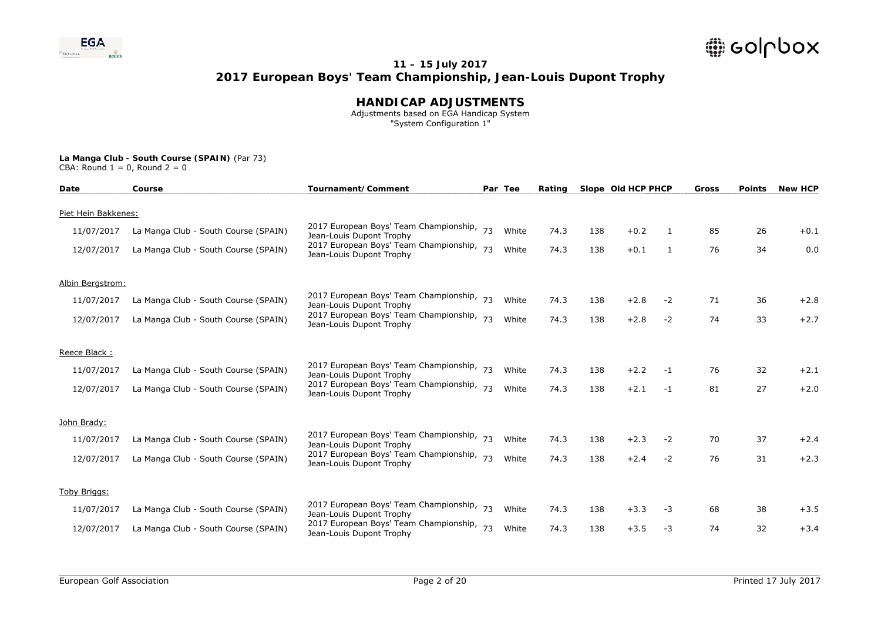# 11 – 15 July 2017

# 2017 European Boys' Team Championship, Jean-Louis Dupont Trophy

## HANDICAP ADJUSTMENTS

Adjustments based on EGA Handicap System
"System Configuration 1"

**La Manga Club - South Course (SPAIN)** (Par 73)
CBA: Round 1 = 0, Round 2 = 0

| Date | Course | Tournament/Comment | Par | Tee | Rating | Slope | Old HCP | PHCP | Gross | Points | New HCP |
|---|---|---|---|---|---|---|---|---|---|---|---|
| Piet Hein Bakkenes: | | | | | | | | | | | |
| 11/07/2017 | La Manga Club - South Course (SPAIN) | 2017 European Boys' Team Championship, Jean-Louis Dupont Trophy | 73 | White | 74.3 | 138 | +0.2 | 1 | 85 | 26 | +0.1 |
| 12/07/2017 | La Manga Club - South Course (SPAIN) | 2017 European Boys' Team Championship, Jean-Louis Dupont Trophy | 73 | White | 74.3 | 138 | +0.1 | 1 | 76 | 34 | 0.0 |
| Albin Bergstrom: | | | | | | | | | | | |
| 11/07/2017 | La Manga Club - South Course (SPAIN) | 2017 European Boys' Team Championship, Jean-Louis Dupont Trophy | 73 | White | 74.3 | 138 | +2.8 | -2 | 71 | 36 | +2.8 |
| 12/07/2017 | La Manga Club - South Course (SPAIN) | 2017 European Boys' Team Championship, Jean-Louis Dupont Trophy | 73 | White | 74.3 | 138 | +2.8 | -2 | 74 | 33 | +2.7 |
| Reece Black : | | | | | | | | | | | |
| 11/07/2017 | La Manga Club - South Course (SPAIN) | 2017 European Boys' Team Championship, Jean-Louis Dupont Trophy | 73 | White | 74.3 | 138 | +2.2 | -1 | 76 | 32 | +2.1 |
| 12/07/2017 | La Manga Club - South Course (SPAIN) | 2017 European Boys' Team Championship, Jean-Louis Dupont Trophy | 73 | White | 74.3 | 138 | +2.1 | -1 | 81 | 27 | +2.0 |
| John Brady: | | | | | | | | | | | |
| 11/07/2017 | La Manga Club - South Course (SPAIN) | 2017 European Boys' Team Championship, Jean-Louis Dupont Trophy | 73 | White | 74.3 | 138 | +2.3 | -2 | 70 | 37 | +2.4 |
| 12/07/2017 | La Manga Club - South Course (SPAIN) | 2017 European Boys' Team Championship, Jean-Louis Dupont Trophy | 73 | White | 74.3 | 138 | +2.4 | -2 | 76 | 31 | +2.3 |
| Toby Briggs: | | | | | | | | | | | |
| 11/07/2017 | La Manga Club - South Course (SPAIN) | 2017 European Boys' Team Championship, Jean-Louis Dupont Trophy | 73 | White | 74.3 | 138 | +3.3 | -3 | 68 | 38 | +3.5 |
| 12/07/2017 | La Manga Club - South Course (SPAIN) | 2017 European Boys' Team Championship, Jean-Louis Dupont Trophy | 73 | White | 74.3 | 138 | +3.5 | -3 | 74 | 32 | +3.4 |

European Golf Association

Printed 17 July 2017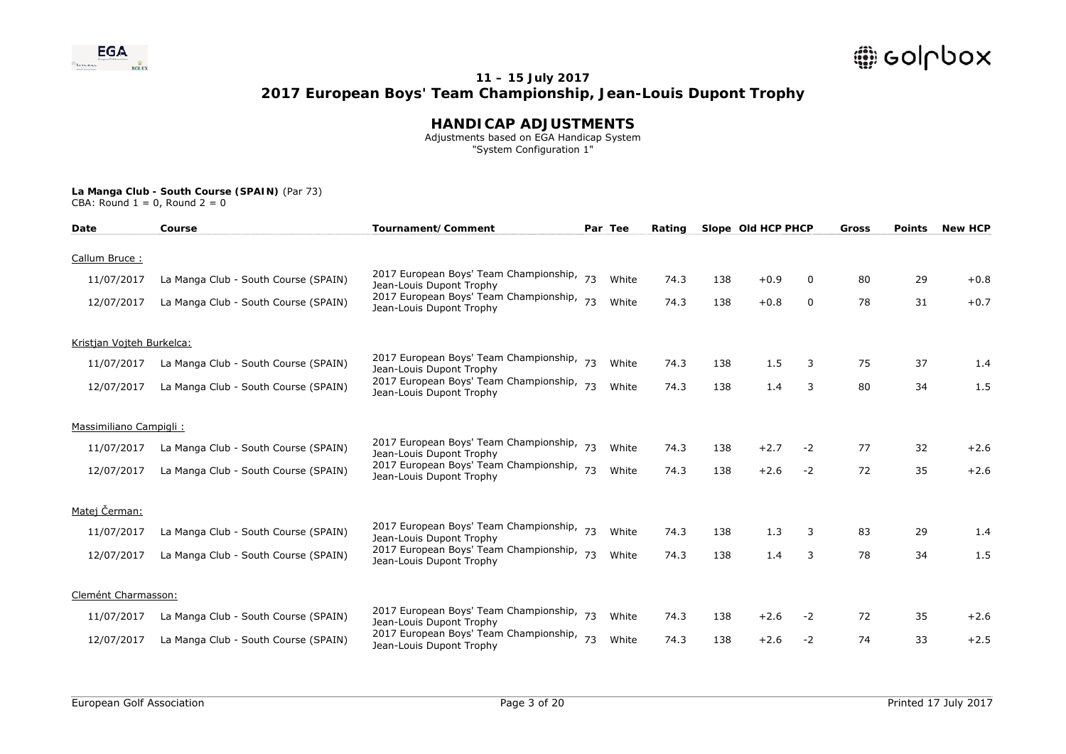**11 – 15 July 2017**
**2017 European Boys' Team Championship, Jean-Louis Dupont Trophy**

# HANDICAP ADJUSTMENTS

Adjustments based on EGA Handicap System
"System Configuration 1"

**La Manga Club - South Course (SPAIN)** (Par 73)
CBA: Round 1 = 0, Round 2 = 0

| Date | Course | Tournament/Comment | Par | Tee | Rating | Slope | Old HCP | PHCP | Gross | Points | New HCP |
|---|---|---|---|---|---|---|---|---|---|---|---|
| Callum Bruce : | | | | | | | | | | | |
| 11/07/2017 | La Manga Club - South Course (SPAIN) | 2017 European Boys' Team Championship, Jean-Louis Dupont Trophy | 73 | White | 74.3 | 138 | +0.9 | 0 | 80 | 29 | +0.8 |
| 12/07/2017 | La Manga Club - South Course (SPAIN) | 2017 European Boys' Team Championship, Jean-Louis Dupont Trophy | 73 | White | 74.3 | 138 | +0.8 | 0 | 78 | 31 | +0.7 |
| Kristjan Vojteh Burkelca: | | | | | | | | | | | |
| 11/07/2017 | La Manga Club - South Course (SPAIN) | 2017 European Boys' Team Championship, Jean-Louis Dupont Trophy | 73 | White | 74.3 | 138 | 1.5 | 3 | 75 | 37 | 1.4 |
| 12/07/2017 | La Manga Club - South Course (SPAIN) | 2017 European Boys' Team Championship, Jean-Louis Dupont Trophy | 73 | White | 74.3 | 138 | 1.4 | 3 | 80 | 34 | 1.5 |
| Massimiliano Campigli : | | | | | | | | | | | |
| 11/07/2017 | La Manga Club - South Course (SPAIN) | 2017 European Boys' Team Championship, Jean-Louis Dupont Trophy | 73 | White | 74.3 | 138 | +2.7 | -2 | 77 | 32 | +2.6 |
| 12/07/2017 | La Manga Club - South Course (SPAIN) | 2017 European Boys' Team Championship, Jean-Louis Dupont Trophy | 73 | White | 74.3 | 138 | +2.6 | -2 | 72 | 35 | +2.6 |
| Matej Čerman: | | | | | | | | | | | |
| 11/07/2017 | La Manga Club - South Course (SPAIN) | 2017 European Boys' Team Championship, Jean-Louis Dupont Trophy | 73 | White | 74.3 | 138 | 1.3 | 3 | 83 | 29 | 1.4 |
| 12/07/2017 | La Manga Club - South Course (SPAIN) | 2017 European Boys' Team Championship, Jean-Louis Dupont Trophy | 73 | White | 74.3 | 138 | 1.4 | 3 | 78 | 34 | 1.5 |
| Clemént Charmasson: | | | | | | | | | | | |
| 11/07/2017 | La Manga Club - South Course (SPAIN) | 2017 European Boys' Team Championship, Jean-Louis Dupont Trophy | 73 | White | 74.3 | 138 | +2.6 | -2 | 72 | 35 | +2.6 |
| 12/07/2017 | La Manga Club - South Course (SPAIN) | 2017 European Boys' Team Championship, Jean-Louis Dupont Trophy | 73 | White | 74.3 | 138 | +2.6 | -2 | 74 | 33 | +2.5 |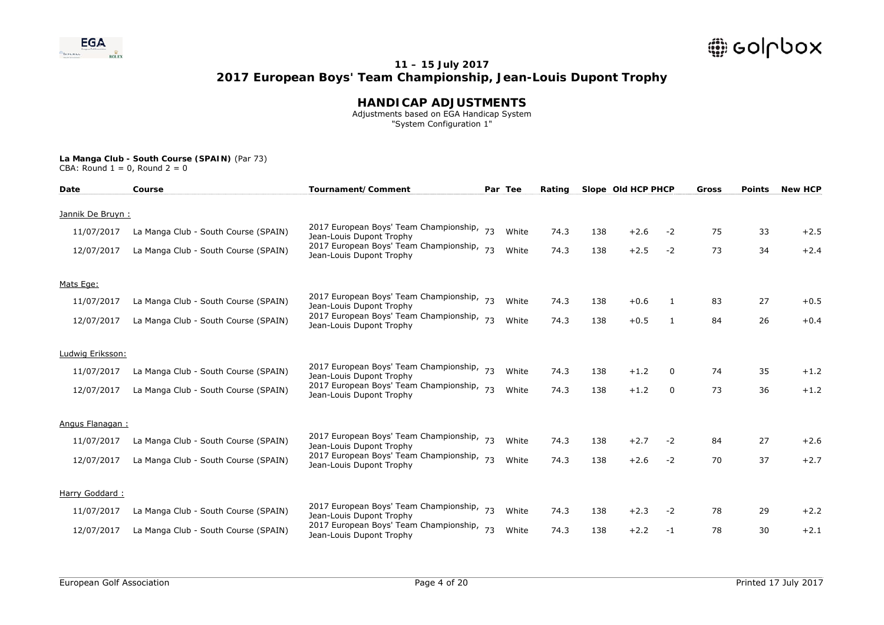**11 – 15 July 2017**

**2017 European Boys' Team Championship, Jean-Louis Dupont Trophy**

# HANDICAP ADJUSTMENTS

Adjustments based on EGA Handicap System
"System Configuration 1"

**La Manga Club - South Course (SPAIN)** (Par 73)
CBA: Round 1 = 0, Round 2 = 0

| Date | Course | Tournament/Comment | Par | Tee | Rating | Slope | Old HCP | PHCP | Gross | Points | New HCP |
|---|---|---|---|---|---|---|---|---|---|---|---|
| Jannik De Bruyn : | | | | | | | | | | | |
| 11/07/2017 | La Manga Club - South Course (SPAIN) | 2017 European Boys' Team Championship, Jean-Louis Dupont Trophy | 73 | White | 74.3 | 138 | +2.6 | -2 | 75 | 33 | +2.5 |
| 12/07/2017 | La Manga Club - South Course (SPAIN) | 2017 European Boys' Team Championship, Jean-Louis Dupont Trophy | 73 | White | 74.3 | 138 | +2.5 | -2 | 73 | 34 | +2.4 |
| Mats Ege: | | | | | | | | | | | |
| 11/07/2017 | La Manga Club - South Course (SPAIN) | 2017 European Boys' Team Championship, Jean-Louis Dupont Trophy | 73 | White | 74.3 | 138 | +0.6 | 1 | 83 | 27 | +0.5 |
| 12/07/2017 | La Manga Club - South Course (SPAIN) | 2017 European Boys' Team Championship, Jean-Louis Dupont Trophy | 73 | White | 74.3 | 138 | +0.5 | 1 | 84 | 26 | +0.4 |
| Ludwig Eriksson: | | | | | | | | | | | |
| 11/07/2017 | La Manga Club - South Course (SPAIN) | 2017 European Boys' Team Championship, Jean-Louis Dupont Trophy | 73 | White | 74.3 | 138 | +1.2 | 0 | 74 | 35 | +1.2 |
| 12/07/2017 | La Manga Club - South Course (SPAIN) | 2017 European Boys' Team Championship, Jean-Louis Dupont Trophy | 73 | White | 74.3 | 138 | +1.2 | 0 | 73 | 36 | +1.2 |
| Angus Flanagan : | | | | | | | | | | | |
| 11/07/2017 | La Manga Club - South Course (SPAIN) | 2017 European Boys' Team Championship, Jean-Louis Dupont Trophy | 73 | White | 74.3 | 138 | +2.7 | -2 | 84 | 27 | +2.6 |
| 12/07/2017 | La Manga Club - South Course (SPAIN) | 2017 European Boys' Team Championship, Jean-Louis Dupont Trophy | 73 | White | 74.3 | 138 | +2.6 | -2 | 70 | 37 | +2.7 |
| Harry Goddard : | | | | | | | | | | | |
| 11/07/2017 | La Manga Club - South Course (SPAIN) | 2017 European Boys' Team Championship, Jean-Louis Dupont Trophy | 73 | White | 74.3 | 138 | +2.3 | -2 | 78 | 29 | +2.2 |
| 12/07/2017 | La Manga Club - South Course (SPAIN) | 2017 European Boys' Team Championship, Jean-Louis Dupont Trophy | 73 | White | 74.3 | 138 | +2.2 | -1 | 78 | 30 | +2.1 |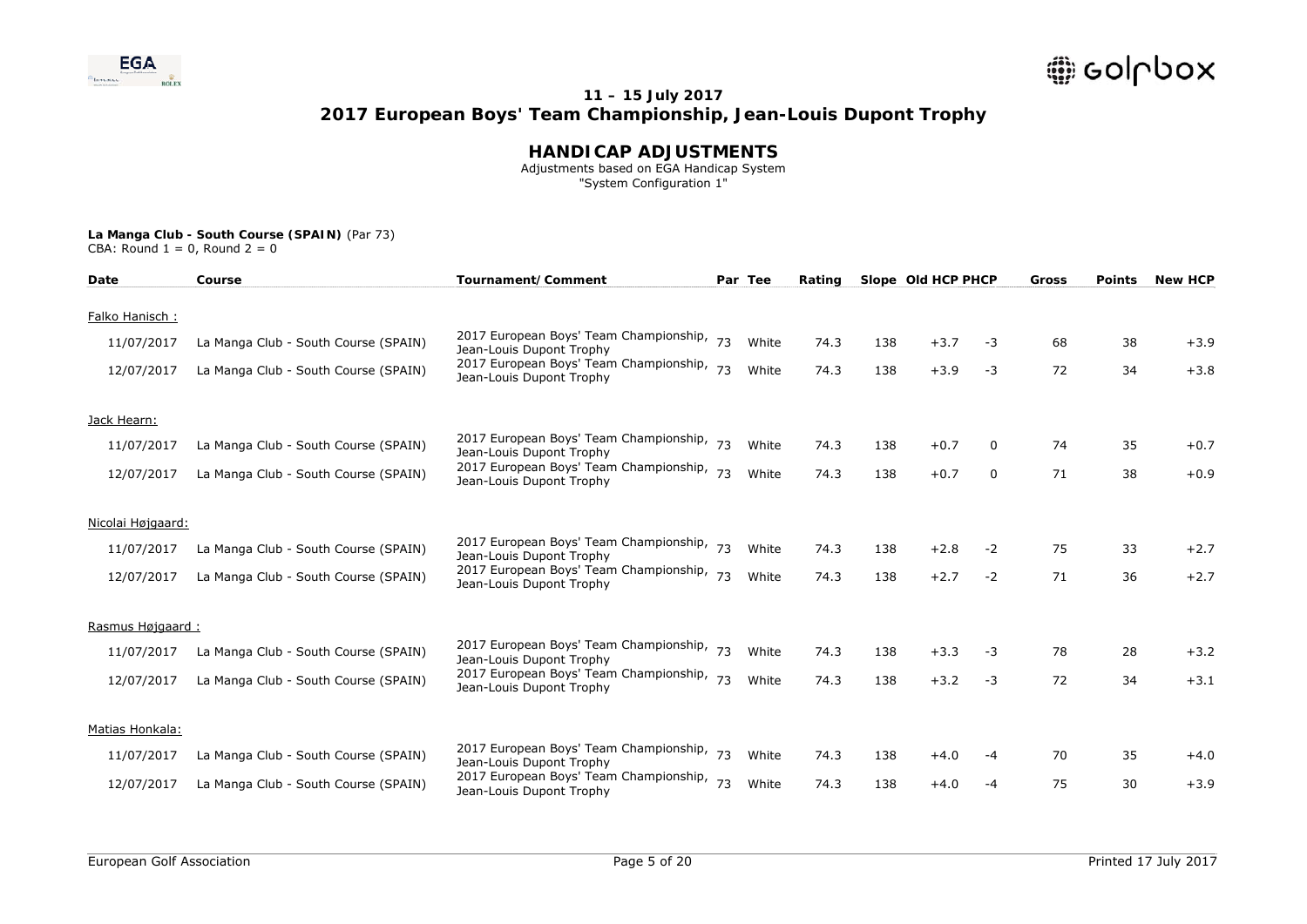# 11 – 15 July 2017
# 2017 European Boys' Team Championship, Jean-Louis Dupont Trophy

## HANDICAP ADJUSTMENTS

Adjustments based on EGA Handicap System
"System Configuration 1"

**La Manga Club - South Course (SPAIN)** (Par 73)
CBA: Round 1 = 0, Round 2 = 0

| Date | Course | Tournament/Comment | Par | Tee | Rating | Slope | Old HCP | PHCP | Gross | Points | New HCP |
|---|---|---|---|---|---|---|---|---|---|---|---|
| Falko Hanisch : | | | | | | | | | | | |
| 11/07/2017 | La Manga Club - South Course (SPAIN) | 2017 European Boys' Team Championship, Jean-Louis Dupont Trophy | 73 | White | 74.3 | 138 | +3.7 | -3 | 68 | 38 | +3.9 |
| 12/07/2017 | La Manga Club - South Course (SPAIN) | 2017 European Boys' Team Championship, Jean-Louis Dupont Trophy | 73 | White | 74.3 | 138 | +3.9 | -3 | 72 | 34 | +3.8 |
| Jack Hearn: | | | | | | | | | | | |
| 11/07/2017 | La Manga Club - South Course (SPAIN) | 2017 European Boys' Team Championship, Jean-Louis Dupont Trophy | 73 | White | 74.3 | 138 | +0.7 | 0 | 74 | 35 | +0.7 |
| 12/07/2017 | La Manga Club - South Course (SPAIN) | 2017 European Boys' Team Championship, Jean-Louis Dupont Trophy | 73 | White | 74.3 | 138 | +0.7 | 0 | 71 | 38 | +0.9 |
| Nicolai Højgaard: | | | | | | | | | | | |
| 11/07/2017 | La Manga Club - South Course (SPAIN) | 2017 European Boys' Team Championship, Jean-Louis Dupont Trophy | 73 | White | 74.3 | 138 | +2.8 | -2 | 75 | 33 | +2.7 |
| 12/07/2017 | La Manga Club - South Course (SPAIN) | 2017 European Boys' Team Championship, Jean-Louis Dupont Trophy | 73 | White | 74.3 | 138 | +2.7 | -2 | 71 | 36 | +2.7 |
| Rasmus Højgaard : | | | | | | | | | | | |
| 11/07/2017 | La Manga Club - South Course (SPAIN) | 2017 European Boys' Team Championship, Jean-Louis Dupont Trophy | 73 | White | 74.3 | 138 | +3.3 | -3 | 78 | 28 | +3.2 |
| 12/07/2017 | La Manga Club - South Course (SPAIN) | 2017 European Boys' Team Championship, Jean-Louis Dupont Trophy | 73 | White | 74.3 | 138 | +3.2 | -3 | 72 | 34 | +3.1 |
| Matias Honkala: | | | | | | | | | | | |
| 11/07/2017 | La Manga Club - South Course (SPAIN) | 2017 European Boys' Team Championship, Jean-Louis Dupont Trophy | 73 | White | 74.3 | 138 | +4.0 | -4 | 70 | 35 | +4.0 |
| 12/07/2017 | La Manga Club - South Course (SPAIN) | 2017 European Boys' Team Championship, Jean-Louis Dupont Trophy | 73 | White | 74.3 | 138 | +4.0 | -4 | 75 | 30 | +3.9 |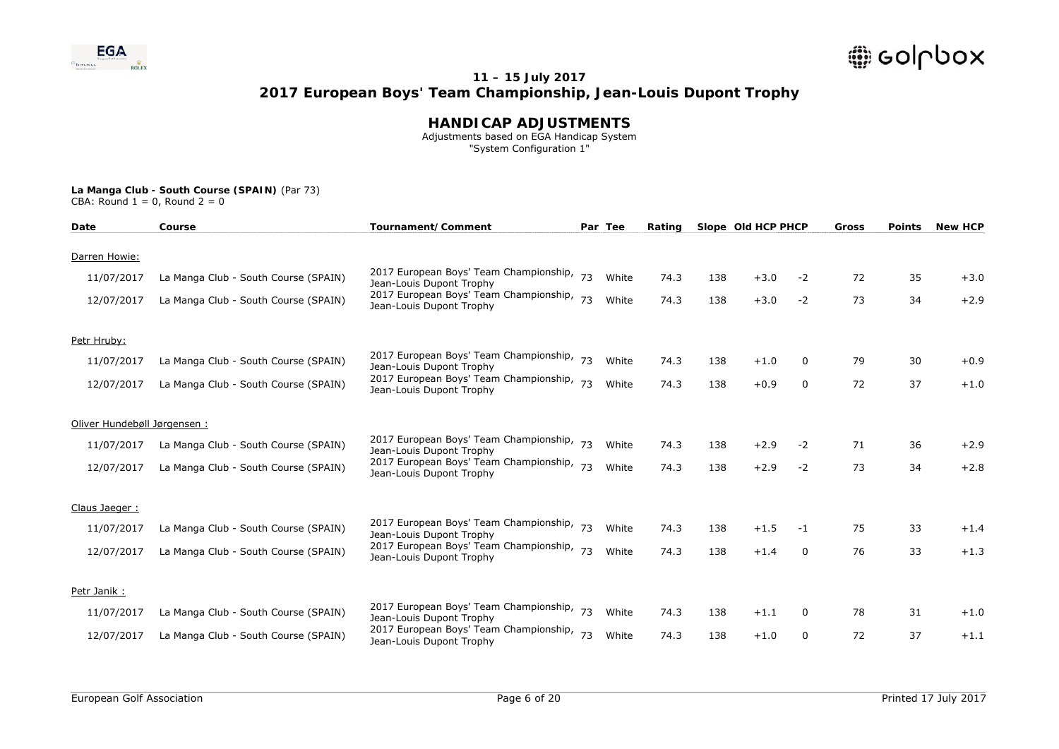## 11 – 15 July 2017

# 2017 European Boys' Team Championship, Jean-Louis Dupont Trophy

## HANDICAP ADJUSTMENTS

Adjustments based on EGA Handicap System
"System Configuration 1"

**La Manga Club - South Course (SPAIN)** (Par 73)
CBA: Round 1 = 0, Round 2 = 0

| Date | Course | Tournament/Comment | Par | Tee | Rating | Slope | Old HCP | PHCP | Gross | Points | New HCP |
|---|---|---|---|---|---|---|---|---|---|---|---|
| Darren Howie: | | | | | | | | | | | |
| 11/07/2017 | La Manga Club - South Course (SPAIN) | 2017 European Boys' Team Championship, Jean-Louis Dupont Trophy | 73 | White | 74.3 | 138 | +3.0 | -2 | 72 | 35 | +3.0 |
| 12/07/2017 | La Manga Club - South Course (SPAIN) | 2017 European Boys' Team Championship, Jean-Louis Dupont Trophy | 73 | White | 74.3 | 138 | +3.0 | -2 | 73 | 34 | +2.9 |
| Petr Hruby: | | | | | | | | | | | |
| 11/07/2017 | La Manga Club - South Course (SPAIN) | 2017 European Boys' Team Championship, Jean-Louis Dupont Trophy | 73 | White | 74.3 | 138 | +1.0 | 0 | 79 | 30 | +0.9 |
| 12/07/2017 | La Manga Club - South Course (SPAIN) | 2017 European Boys' Team Championship, Jean-Louis Dupont Trophy | 73 | White | 74.3 | 138 | +0.9 | 0 | 72 | 37 | +1.0 |
| Oliver Hundebøll Jørgensen : | | | | | | | | | | | |
| 11/07/2017 | La Manga Club - South Course (SPAIN) | 2017 European Boys' Team Championship, Jean-Louis Dupont Trophy | 73 | White | 74.3 | 138 | +2.9 | -2 | 71 | 36 | +2.9 |
| 12/07/2017 | La Manga Club - South Course (SPAIN) | 2017 European Boys' Team Championship, Jean-Louis Dupont Trophy | 73 | White | 74.3 | 138 | +2.9 | -2 | 73 | 34 | +2.8 |
| Claus Jaeger : | | | | | | | | | | | |
| 11/07/2017 | La Manga Club - South Course (SPAIN) | 2017 European Boys' Team Championship, Jean-Louis Dupont Trophy | 73 | White | 74.3 | 138 | +1.5 | -1 | 75 | 33 | +1.4 |
| 12/07/2017 | La Manga Club - South Course (SPAIN) | 2017 European Boys' Team Championship, Jean-Louis Dupont Trophy | 73 | White | 74.3 | 138 | +1.4 | 0 | 76 | 33 | +1.3 |
| Petr Janik : | | | | | | | | | | | |
| 11/07/2017 | La Manga Club - South Course (SPAIN) | 2017 European Boys' Team Championship, Jean-Louis Dupont Trophy | 73 | White | 74.3 | 138 | +1.1 | 0 | 78 | 31 | +1.0 |
| 12/07/2017 | La Manga Club - South Course (SPAIN) | 2017 European Boys' Team Championship, Jean-Louis Dupont Trophy | 73 | White | 74.3 | 138 | +1.0 | 0 | 72 | 37 | +1.1 |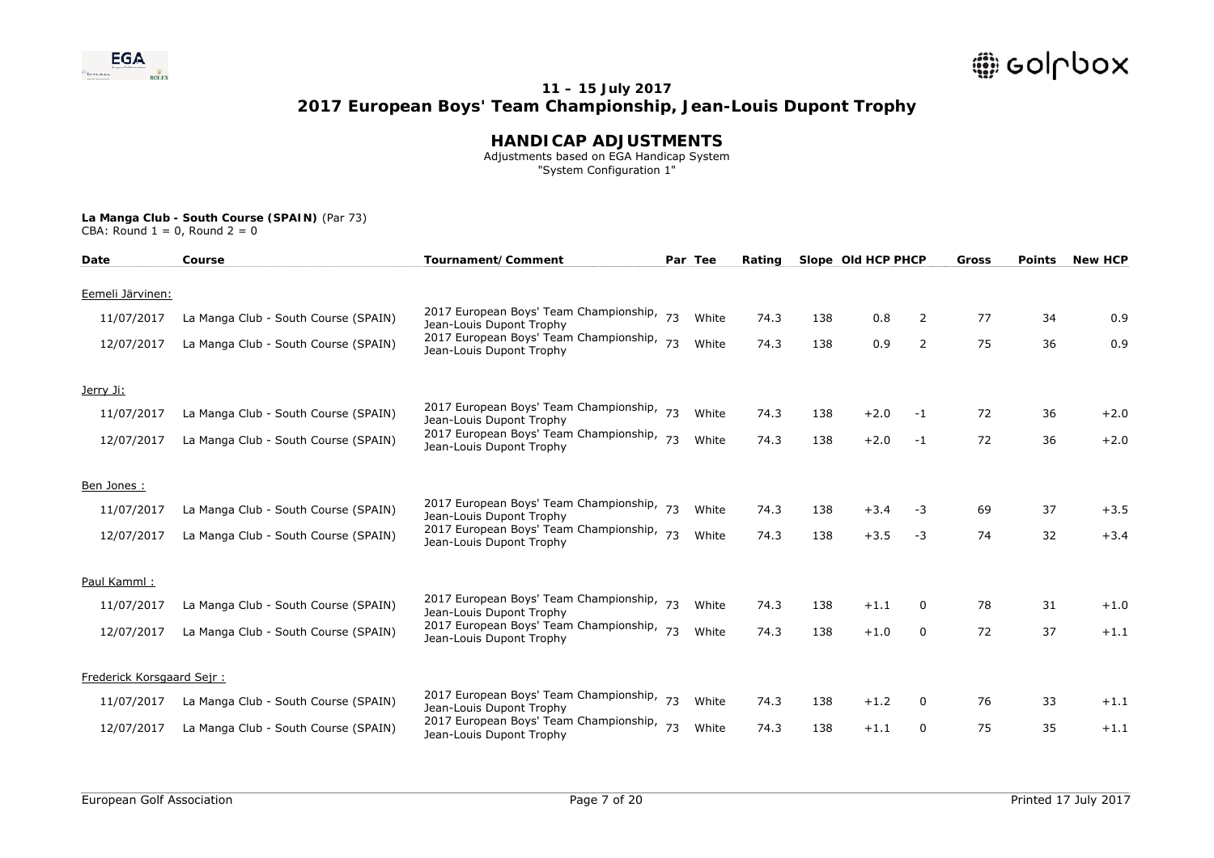# 11 – 15 July 2017
# 2017 European Boys' Team Championship, Jean-Louis Dupont Trophy

## HANDICAP ADJUSTMENTS

Adjustments based on EGA Handicap System
"System Configuration 1"

**La Manga Club - South Course (SPAIN)** (Par 73)
CBA: Round 1 = 0, Round 2 = 0

| Date | Course | Tournament/Comment | Par | Tee | Rating | Slope | Old HCP | PHCP | Gross | Points | New HCP |
|---|---|---|---|---|---|---|---|---|---|---|---|
| Eemeli Järvinen: | | | | | | | | | | | |
| 11/07/2017 | La Manga Club - South Course (SPAIN) | 2017 European Boys' Team Championship, Jean-Louis Dupont Trophy | 73 | White | 74.3 | 138 | 0.8 | 2 | 77 | 34 | 0.9 |
| 12/07/2017 | La Manga Club - South Course (SPAIN) | 2017 European Boys' Team Championship, Jean-Louis Dupont Trophy | 73 | White | 74.3 | 138 | 0.9 | 2 | 75 | 36 | 0.9 |
| Jerry Ji: | | | | | | | | | | | |
| 11/07/2017 | La Manga Club - South Course (SPAIN) | 2017 European Boys' Team Championship, Jean-Louis Dupont Trophy | 73 | White | 74.3 | 138 | +2.0 | -1 | 72 | 36 | +2.0 |
| 12/07/2017 | La Manga Club - South Course (SPAIN) | 2017 European Boys' Team Championship, Jean-Louis Dupont Trophy | 73 | White | 74.3 | 138 | +2.0 | -1 | 72 | 36 | +2.0 |
| Ben Jones : | | | | | | | | | | | |
| 11/07/2017 | La Manga Club - South Course (SPAIN) | 2017 European Boys' Team Championship, Jean-Louis Dupont Trophy | 73 | White | 74.3 | 138 | +3.4 | -3 | 69 | 37 | +3.5 |
| 12/07/2017 | La Manga Club - South Course (SPAIN) | 2017 European Boys' Team Championship, Jean-Louis Dupont Trophy | 73 | White | 74.3 | 138 | +3.5 | -3 | 74 | 32 | +3.4 |
| Paul Kamml : | | | | | | | | | | | |
| 11/07/2017 | La Manga Club - South Course (SPAIN) | 2017 European Boys' Team Championship, Jean-Louis Dupont Trophy | 73 | White | 74.3 | 138 | +1.1 | 0 | 78 | 31 | +1.0 |
| 12/07/2017 | La Manga Club - South Course (SPAIN) | 2017 European Boys' Team Championship, Jean-Louis Dupont Trophy | 73 | White | 74.3 | 138 | +1.0 | 0 | 72 | 37 | +1.1 |
| Frederick Korsgaard Sejr : | | | | | | | | | | | |
| 11/07/2017 | La Manga Club - South Course (SPAIN) | 2017 European Boys' Team Championship, Jean-Louis Dupont Trophy | 73 | White | 74.3 | 138 | +1.2 | 0 | 76 | 33 | +1.1 |
| 12/07/2017 | La Manga Club - South Course (SPAIN) | 2017 European Boys' Team Championship, Jean-Louis Dupont Trophy | 73 | White | 74.3 | 138 | +1.1 | 0 | 75 | 35 | +1.1 |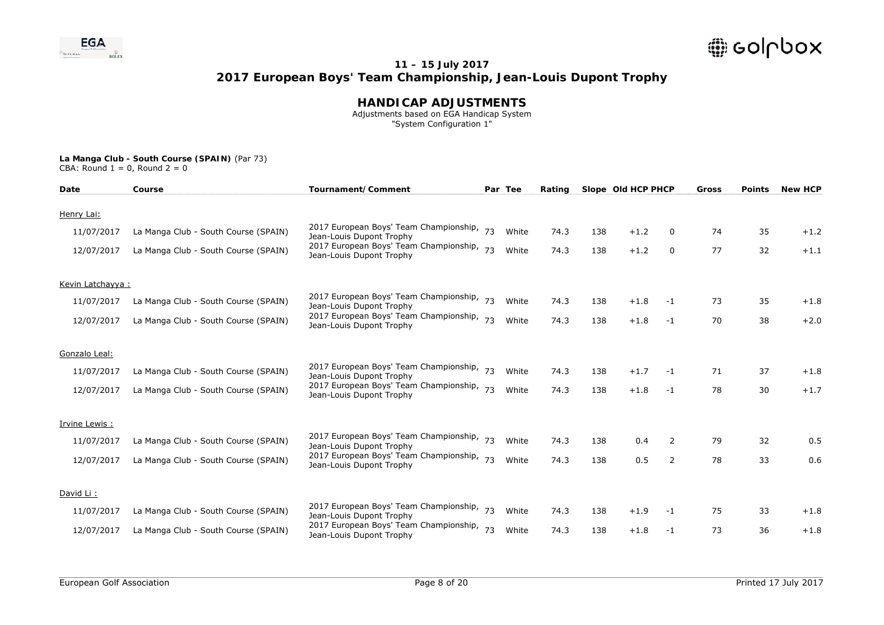## 11 – 15 July 2017

## 2017 European Boys' Team Championship, Jean-Louis Dupont Trophy

# HANDICAP ADJUSTMENTS

Adjustments based on EGA Handicap System
"System Configuration 1"

**La Manga Club - South Course (SPAIN)** (Par 73)
CBA: Round 1 = 0, Round 2 = 0

| Date | Course | Tournament/Comment | Par | Tee | Rating | Slope | Old HCP | PHCP | Gross | Points | New HCP |
|---|---|---|---|---|---|---|---|---|---|---|---|
| Henry Lai: | | | | | | | | | | | |
| 11/07/2017 | La Manga Club - South Course (SPAIN) | 2017 European Boys' Team Championship, Jean-Louis Dupont Trophy | 73 | White | 74.3 | 138 | +1.2 | 0 | 74 | 35 | +1.2 |
| 12/07/2017 | La Manga Club - South Course (SPAIN) | 2017 European Boys' Team Championship, Jean-Louis Dupont Trophy | 73 | White | 74.3 | 138 | +1.2 | 0 | 77 | 32 | +1.1 |
| Kevin Latchayya : | | | | | | | | | | | |
| 11/07/2017 | La Manga Club - South Course (SPAIN) | 2017 European Boys' Team Championship, Jean-Louis Dupont Trophy | 73 | White | 74.3 | 138 | +1.8 | -1 | 73 | 35 | +1.8 |
| 12/07/2017 | La Manga Club - South Course (SPAIN) | 2017 European Boys' Team Championship, Jean-Louis Dupont Trophy | 73 | White | 74.3 | 138 | +1.8 | -1 | 70 | 38 | +2.0 |
| Gonzalo Leal: | | | | | | | | | | | |
| 11/07/2017 | La Manga Club - South Course (SPAIN) | 2017 European Boys' Team Championship, Jean-Louis Dupont Trophy | 73 | White | 74.3 | 138 | +1.7 | -1 | 71 | 37 | +1.8 |
| 12/07/2017 | La Manga Club - South Course (SPAIN) | 2017 European Boys' Team Championship, Jean-Louis Dupont Trophy | 73 | White | 74.3 | 138 | +1.8 | -1 | 78 | 30 | +1.7 |
| Irvine Lewis : | | | | | | | | | | | |
| 11/07/2017 | La Manga Club - South Course (SPAIN) | 2017 European Boys' Team Championship, Jean-Louis Dupont Trophy | 73 | White | 74.3 | 138 | 0.4 | 2 | 79 | 32 | 0.5 |
| 12/07/2017 | La Manga Club - South Course (SPAIN) | 2017 European Boys' Team Championship, Jean-Louis Dupont Trophy | 73 | White | 74.3 | 138 | 0.5 | 2 | 78 | 33 | 0.6 |
| David Li : | | | | | | | | | | | |
| 11/07/2017 | La Manga Club - South Course (SPAIN) | 2017 European Boys' Team Championship, Jean-Louis Dupont Trophy | 73 | White | 74.3 | 138 | +1.9 | -1 | 75 | 33 | +1.8 |
| 12/07/2017 | La Manga Club - South Course (SPAIN) | 2017 European Boys' Team Championship, Jean-Louis Dupont Trophy | 73 | White | 74.3 | 138 | +1.8 | -1 | 73 | 36 | +1.8 |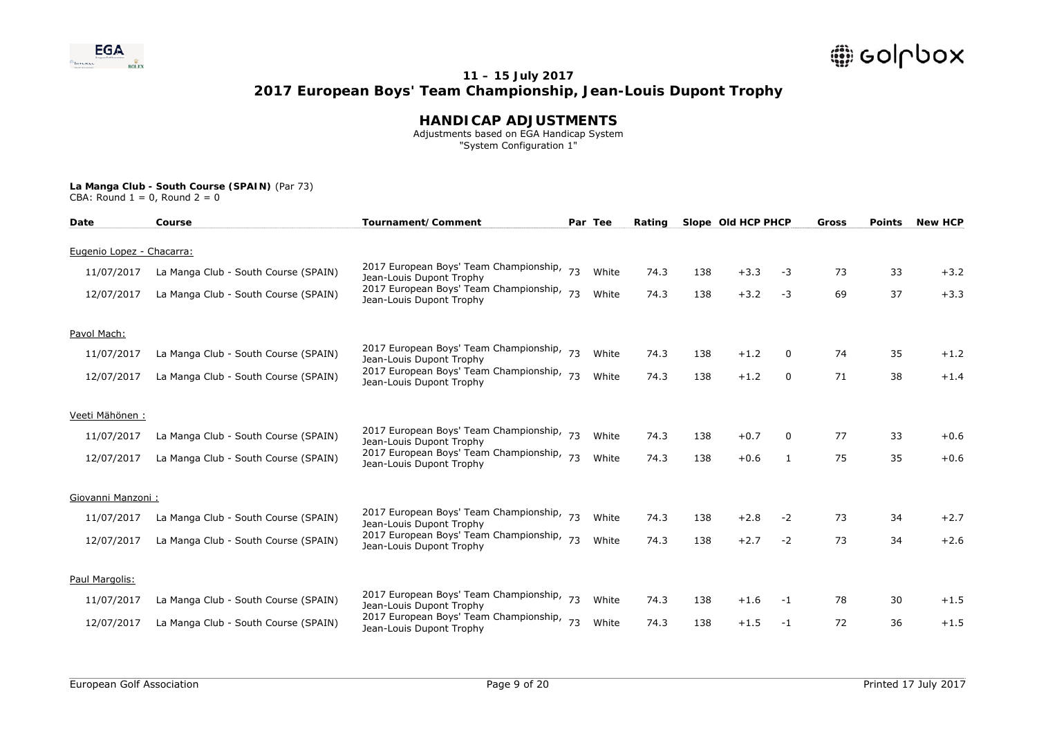## 11 – 15 July 2017
# 2017 European Boys' Team Championship, Jean-Louis Dupont Trophy

## HANDICAP ADJUSTMENTS

Adjustments based on EGA Handicap System
"System Configuration 1"

**La Manga Club - South Course (SPAIN)** (Par 73)
CBA: Round 1 = 0, Round 2 = 0

| Date | Course | Tournament/Comment | Par | Tee | Rating | Slope | Old HCP | PHCP | Gross | Points | New HCP |
|---|---|---|---|---|---|---|---|---|---|---|---|
| Eugenio Lopez - Chacarra: | | | | | | | | | | | |
| 11/07/2017 | La Manga Club - South Course (SPAIN) | 2017 European Boys' Team Championship, Jean-Louis Dupont Trophy | 73 | White | 74.3 | 138 | +3.3 | -3 | 73 | 33 | +3.2 |
| 12/07/2017 | La Manga Club - South Course (SPAIN) | 2017 European Boys' Team Championship, Jean-Louis Dupont Trophy | 73 | White | 74.3 | 138 | +3.2 | -3 | 69 | 37 | +3.3 |
| Pavol Mach: | | | | | | | | | | | |
| 11/07/2017 | La Manga Club - South Course (SPAIN) | 2017 European Boys' Team Championship, Jean-Louis Dupont Trophy | 73 | White | 74.3 | 138 | +1.2 | 0 | 74 | 35 | +1.2 |
| 12/07/2017 | La Manga Club - South Course (SPAIN) | 2017 European Boys' Team Championship, Jean-Louis Dupont Trophy | 73 | White | 74.3 | 138 | +1.2 | 0 | 71 | 38 | +1.4 |
| Veeti Mähönen : | | | | | | | | | | | |
| 11/07/2017 | La Manga Club - South Course (SPAIN) | 2017 European Boys' Team Championship, Jean-Louis Dupont Trophy | 73 | White | 74.3 | 138 | +0.7 | 0 | 77 | 33 | +0.6 |
| 12/07/2017 | La Manga Club - South Course (SPAIN) | 2017 European Boys' Team Championship, Jean-Louis Dupont Trophy | 73 | White | 74.3 | 138 | +0.6 | 1 | 75 | 35 | +0.6 |
| Giovanni Manzoni : | | | | | | | | | | | |
| 11/07/2017 | La Manga Club - South Course (SPAIN) | 2017 European Boys' Team Championship, Jean-Louis Dupont Trophy | 73 | White | 74.3 | 138 | +2.8 | -2 | 73 | 34 | +2.7 |
| 12/07/2017 | La Manga Club - South Course (SPAIN) | 2017 European Boys' Team Championship, Jean-Louis Dupont Trophy | 73 | White | 74.3 | 138 | +2.7 | -2 | 73 | 34 | +2.6 |
| Paul Margolis: | | | | | | | | | | | |
| 11/07/2017 | La Manga Club - South Course (SPAIN) | 2017 European Boys' Team Championship, Jean-Louis Dupont Trophy | 73 | White | 74.3 | 138 | +1.6 | -1 | 78 | 30 | +1.5 |
| 12/07/2017 | La Manga Club - South Course (SPAIN) | 2017 European Boys' Team Championship, Jean-Louis Dupont Trophy | 73 | White | 74.3 | 138 | +1.5 | -1 | 72 | 36 | +1.5 |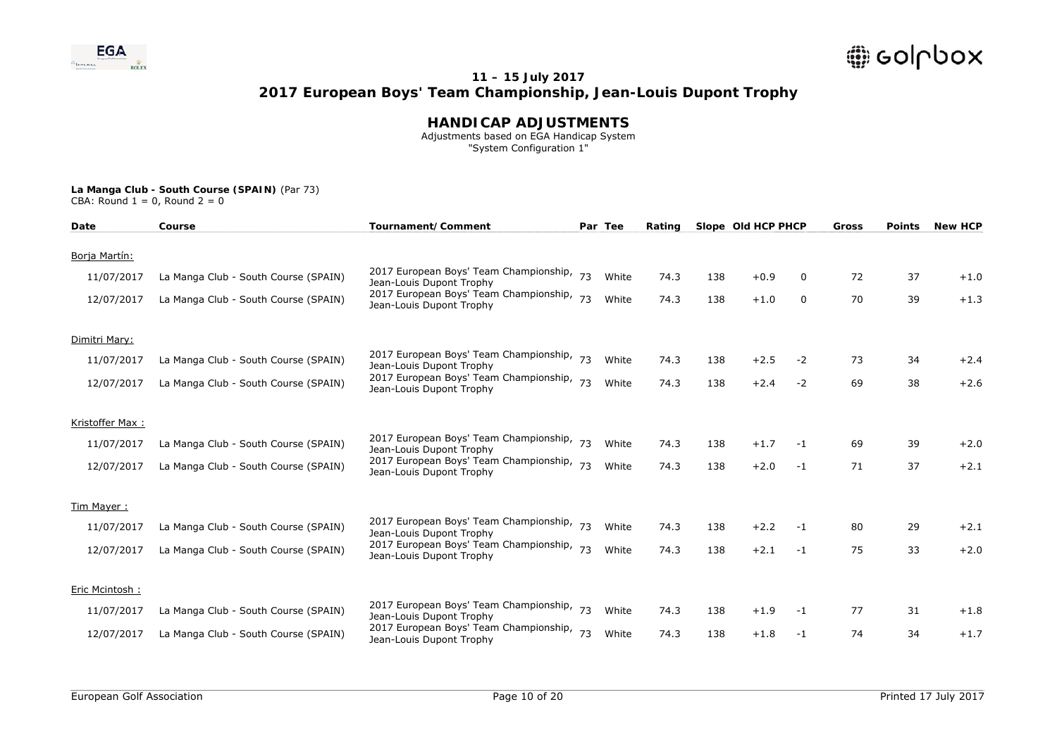# 11 – 15 July 2017

# 2017 European Boys' Team Championship, Jean-Louis Dupont Trophy

## HANDICAP ADJUSTMENTS

Adjustments based on EGA Handicap System
"System Configuration 1"

**La Manga Club - South Course (SPAIN)** (Par 73)
CBA: Round 1 = 0, Round 2 = 0

| Date | Course | Tournament/Comment | Par | Tee | Rating | Slope | Old HCP | PHCP | Gross | Points | New HCP |
|---|---|---|---|---|---|---|---|---|---|---|---|
| Borja Martín: | | | | | | | | | | | |
| 11/07/2017 | La Manga Club - South Course (SPAIN) | 2017 European Boys' Team Championship, Jean-Louis Dupont Trophy | 73 | White | 74.3 | 138 | +0.9 | 0 | 72 | 37 | +1.0 |
| 12/07/2017 | La Manga Club - South Course (SPAIN) | 2017 European Boys' Team Championship, Jean-Louis Dupont Trophy | 73 | White | 74.3 | 138 | +1.0 | 0 | 70 | 39 | +1.3 |
| Dimitri Mary: | | | | | | | | | | | |
| 11/07/2017 | La Manga Club - South Course (SPAIN) | 2017 European Boys' Team Championship, Jean-Louis Dupont Trophy | 73 | White | 74.3 | 138 | +2.5 | -2 | 73 | 34 | +2.4 |
| 12/07/2017 | La Manga Club - South Course (SPAIN) | 2017 European Boys' Team Championship, Jean-Louis Dupont Trophy | 73 | White | 74.3 | 138 | +2.4 | -2 | 69 | 38 | +2.6 |
| Kristoffer Max : | | | | | | | | | | | |
| 11/07/2017 | La Manga Club - South Course (SPAIN) | 2017 European Boys' Team Championship, Jean-Louis Dupont Trophy | 73 | White | 74.3 | 138 | +1.7 | -1 | 69 | 39 | +2.0 |
| 12/07/2017 | La Manga Club - South Course (SPAIN) | 2017 European Boys' Team Championship, Jean-Louis Dupont Trophy | 73 | White | 74.3 | 138 | +2.0 | -1 | 71 | 37 | +2.1 |
| Tim Mayer : | | | | | | | | | | | |
| 11/07/2017 | La Manga Club - South Course (SPAIN) | 2017 European Boys' Team Championship, Jean-Louis Dupont Trophy | 73 | White | 74.3 | 138 | +2.2 | -1 | 80 | 29 | +2.1 |
| 12/07/2017 | La Manga Club - South Course (SPAIN) | 2017 European Boys' Team Championship, Jean-Louis Dupont Trophy | 73 | White | 74.3 | 138 | +2.1 | -1 | 75 | 33 | +2.0 |
| Eric Mcintosh : | | | | | | | | | | | |
| 11/07/2017 | La Manga Club - South Course (SPAIN) | 2017 European Boys' Team Championship, Jean-Louis Dupont Trophy | 73 | White | 74.3 | 138 | +1.9 | -1 | 77 | 31 | +1.8 |
| 12/07/2017 | La Manga Club - South Course (SPAIN) | 2017 European Boys' Team Championship, Jean-Louis Dupont Trophy | 73 | White | 74.3 | 138 | +1.8 | -1 | 74 | 34 | +1.7 |

European Golf Association — Printed 17 July 2017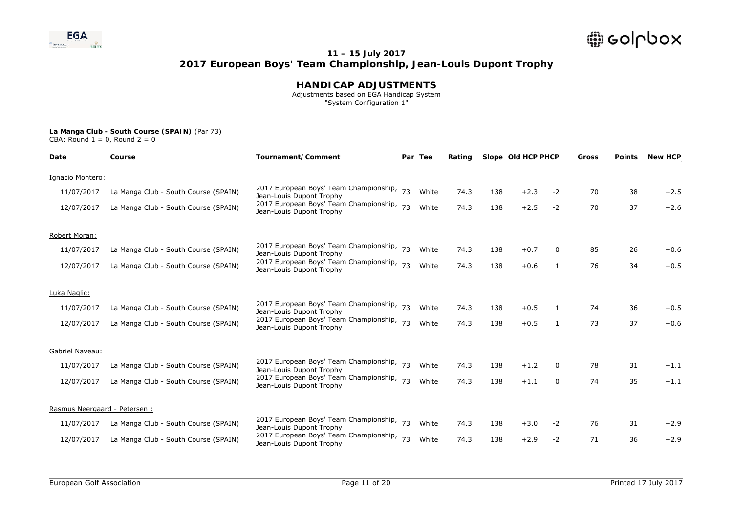## 11 – 15 July 2017

# 2017 European Boys' Team Championship, Jean-Louis Dupont Trophy

## HANDICAP ADJUSTMENTS

Adjustments based on EGA Handicap System
"System Configuration 1"

**La Manga Club - South Course (SPAIN)** (Par 73)
CBA: Round 1 = 0, Round 2 = 0

| Date | Course | Tournament/Comment | Par | Tee | Rating | Slope | Old HCP | PHCP | Gross | Points | New HCP |
|---|---|---|---|---|---|---|---|---|---|---|---|
| Ignacio Montero: | | | | | | | | | | | |
| 11/07/2017 | La Manga Club - South Course (SPAIN) | 2017 European Boys' Team Championship, Jean-Louis Dupont Trophy | 73 | White | 74.3 | 138 | +2.3 | -2 | 70 | 38 | +2.5 |
| 12/07/2017 | La Manga Club - South Course (SPAIN) | 2017 European Boys' Team Championship, Jean-Louis Dupont Trophy | 73 | White | 74.3 | 138 | +2.5 | -2 | 70 | 37 | +2.6 |
| Robert Moran: | | | | | | | | | | | |
| 11/07/2017 | La Manga Club - South Course (SPAIN) | 2017 European Boys' Team Championship, Jean-Louis Dupont Trophy | 73 | White | 74.3 | 138 | +0.7 | 0 | 85 | 26 | +0.6 |
| 12/07/2017 | La Manga Club - South Course (SPAIN) | 2017 European Boys' Team Championship, Jean-Louis Dupont Trophy | 73 | White | 74.3 | 138 | +0.6 | 1 | 76 | 34 | +0.5 |
| Luka Naglic: | | | | | | | | | | | |
| 11/07/2017 | La Manga Club - South Course (SPAIN) | 2017 European Boys' Team Championship, Jean-Louis Dupont Trophy | 73 | White | 74.3 | 138 | +0.5 | 1 | 74 | 36 | +0.5 |
| 12/07/2017 | La Manga Club - South Course (SPAIN) | 2017 European Boys' Team Championship, Jean-Louis Dupont Trophy | 73 | White | 74.3 | 138 | +0.5 | 1 | 73 | 37 | +0.6 |
| Gabriel Naveau: | | | | | | | | | | | |
| 11/07/2017 | La Manga Club - South Course (SPAIN) | 2017 European Boys' Team Championship, Jean-Louis Dupont Trophy | 73 | White | 74.3 | 138 | +1.2 | 0 | 78 | 31 | +1.1 |
| 12/07/2017 | La Manga Club - South Course (SPAIN) | 2017 European Boys' Team Championship, Jean-Louis Dupont Trophy | 73 | White | 74.3 | 138 | +1.1 | 0 | 74 | 35 | +1.1 |
| Rasmus Neergaard - Petersen : | | | | | | | | | | | |
| 11/07/2017 | La Manga Club - South Course (SPAIN) | 2017 European Boys' Team Championship, Jean-Louis Dupont Trophy | 73 | White | 74.3 | 138 | +3.0 | -2 | 76 | 31 | +2.9 |
| 12/07/2017 | La Manga Club - South Course (SPAIN) | 2017 European Boys' Team Championship, Jean-Louis Dupont Trophy | 73 | White | 74.3 | 138 | +2.9 | -2 | 71 | 36 | +2.9 |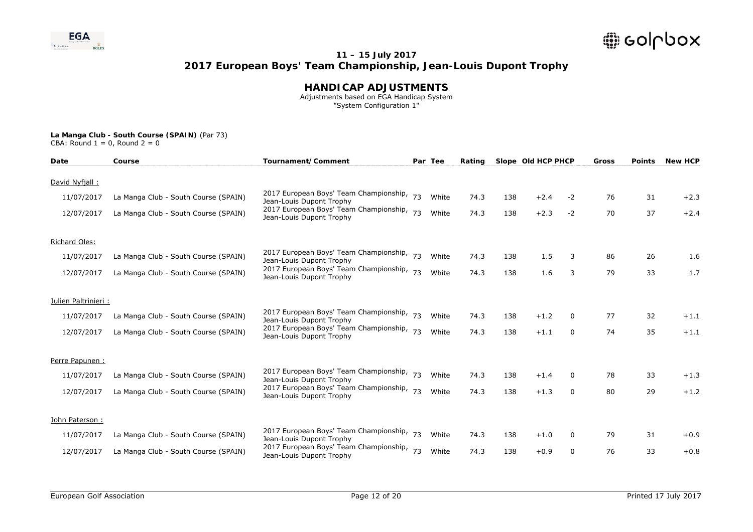# 11 – 15 July 2017
# 2017 European Boys' Team Championship, Jean-Louis Dupont Trophy

## HANDICAP ADJUSTMENTS

Adjustments based on EGA Handicap System
"System Configuration 1"

**La Manga Club - South Course (SPAIN)** (Par 73)
CBA: Round 1 = 0, Round 2 = 0

| Date | Course | Tournament/Comment | Par | Tee | Rating | Slope | Old HCP | PHCP | Gross | Points | New HCP |
|---|---|---|---|---|---|---|---|---|---|---|---|
| David Nyfjall : | | | | | | | | | | | |
| 11/07/2017 | La Manga Club - South Course (SPAIN) | 2017 European Boys' Team Championship, Jean-Louis Dupont Trophy | 73 | White | 74.3 | 138 | +2.4 | -2 | 76 | 31 | +2.3 |
| 12/07/2017 | La Manga Club - South Course (SPAIN) | 2017 European Boys' Team Championship, Jean-Louis Dupont Trophy | 73 | White | 74.3 | 138 | +2.3 | -2 | 70 | 37 | +2.4 |
| Richard Oles: | | | | | | | | | | | |
| 11/07/2017 | La Manga Club - South Course (SPAIN) | 2017 European Boys' Team Championship, Jean-Louis Dupont Trophy | 73 | White | 74.3 | 138 | 1.5 | 3 | 86 | 26 | 1.6 |
| 12/07/2017 | La Manga Club - South Course (SPAIN) | 2017 European Boys' Team Championship, Jean-Louis Dupont Trophy | 73 | White | 74.3 | 138 | 1.6 | 3 | 79 | 33 | 1.7 |
| Julien Paltrinieri : | | | | | | | | | | | |
| 11/07/2017 | La Manga Club - South Course (SPAIN) | 2017 European Boys' Team Championship, Jean-Louis Dupont Trophy | 73 | White | 74.3 | 138 | +1.2 | 0 | 77 | 32 | +1.1 |
| 12/07/2017 | La Manga Club - South Course (SPAIN) | 2017 European Boys' Team Championship, Jean-Louis Dupont Trophy | 73 | White | 74.3 | 138 | +1.1 | 0 | 74 | 35 | +1.1 |
| Perre Papunen : | | | | | | | | | | | |
| 11/07/2017 | La Manga Club - South Course (SPAIN) | 2017 European Boys' Team Championship, Jean-Louis Dupont Trophy | 73 | White | 74.3 | 138 | +1.4 | 0 | 78 | 33 | +1.3 |
| 12/07/2017 | La Manga Club - South Course (SPAIN) | 2017 European Boys' Team Championship, Jean-Louis Dupont Trophy | 73 | White | 74.3 | 138 | +1.3 | 0 | 80 | 29 | +1.2 |
| John Paterson : | | | | | | | | | | | |
| 11/07/2017 | La Manga Club - South Course (SPAIN) | 2017 European Boys' Team Championship, Jean-Louis Dupont Trophy | 73 | White | 74.3 | 138 | +1.0 | 0 | 79 | 31 | +0.9 |
| 12/07/2017 | La Manga Club - South Course (SPAIN) | 2017 European Boys' Team Championship, Jean-Louis Dupont Trophy | 73 | White | 74.3 | 138 | +0.9 | 0 | 76 | 33 | +0.8 |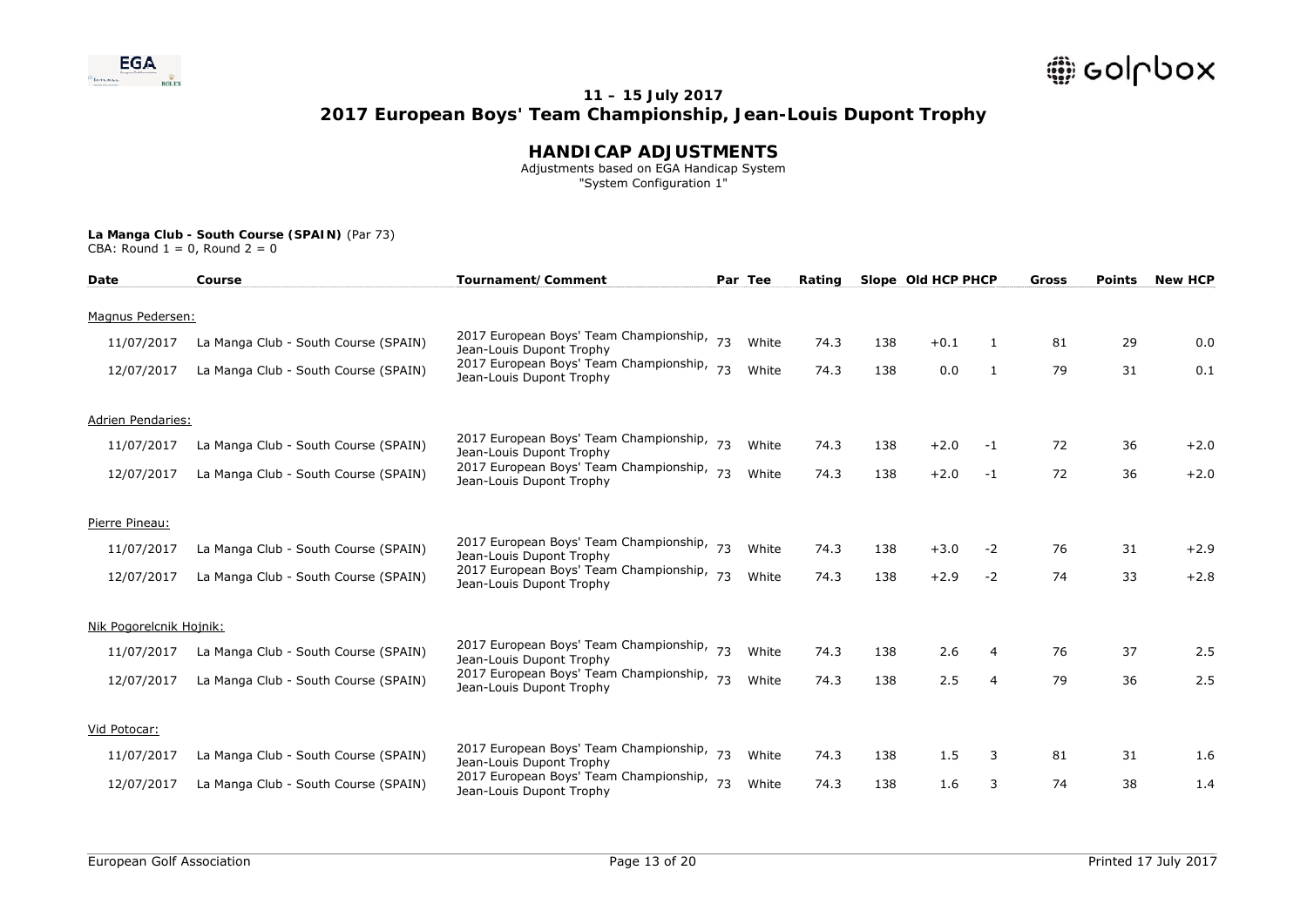# 11 – 15 July 2017
# 2017 European Boys' Team Championship, Jean-Louis Dupont Trophy

## HANDICAP ADJUSTMENTS

Adjustments based on EGA Handicap System
"System Configuration 1"

**La Manga Club - South Course (SPAIN)** (Par 73)
CBA: Round 1 = 0, Round 2 = 0

| Date | Course | Tournament/Comment | Par | Tee | Rating | Slope | Old HCP | PHCP | Gross | Points | New HCP |
|---|---|---|---|---|---|---|---|---|---|---|---|
| Magnus Pedersen: | | | | | | | | | | | |
| 11/07/2017 | La Manga Club - South Course (SPAIN) | 2017 European Boys' Team Championship, Jean-Louis Dupont Trophy | 73 | White | 74.3 | 138 | +0.1 | 1 | 81 | 29 | 0.0 |
| 12/07/2017 | La Manga Club - South Course (SPAIN) | 2017 European Boys' Team Championship, Jean-Louis Dupont Trophy | 73 | White | 74.3 | 138 | 0.0 | 1 | 79 | 31 | 0.1 |
| Adrien Pendaries: | | | | | | | | | | | |
| 11/07/2017 | La Manga Club - South Course (SPAIN) | 2017 European Boys' Team Championship, Jean-Louis Dupont Trophy | 73 | White | 74.3 | 138 | +2.0 | -1 | 72 | 36 | +2.0 |
| 12/07/2017 | La Manga Club - South Course (SPAIN) | 2017 European Boys' Team Championship, Jean-Louis Dupont Trophy | 73 | White | 74.3 | 138 | +2.0 | -1 | 72 | 36 | +2.0 |
| Pierre Pineau: | | | | | | | | | | | |
| 11/07/2017 | La Manga Club - South Course (SPAIN) | 2017 European Boys' Team Championship, Jean-Louis Dupont Trophy | 73 | White | 74.3 | 138 | +3.0 | -2 | 76 | 31 | +2.9 |
| 12/07/2017 | La Manga Club - South Course (SPAIN) | 2017 European Boys' Team Championship, Jean-Louis Dupont Trophy | 73 | White | 74.3 | 138 | +2.9 | -2 | 74 | 33 | +2.8 |
| Nik Pogorelcnik Hojnik: | | | | | | | | | | | |
| 11/07/2017 | La Manga Club - South Course (SPAIN) | 2017 European Boys' Team Championship, Jean-Louis Dupont Trophy | 73 | White | 74.3 | 138 | 2.6 | 4 | 76 | 37 | 2.5 |
| 12/07/2017 | La Manga Club - South Course (SPAIN) | 2017 European Boys' Team Championship, Jean-Louis Dupont Trophy | 73 | White | 74.3 | 138 | 2.5 | 4 | 79 | 36 | 2.5 |
| Vid Potocar: | | | | | | | | | | | |
| 11/07/2017 | La Manga Club - South Course (SPAIN) | 2017 European Boys' Team Championship, Jean-Louis Dupont Trophy | 73 | White | 74.3 | 138 | 1.5 | 3 | 81 | 31 | 1.6 |
| 12/07/2017 | La Manga Club - South Course (SPAIN) | 2017 European Boys' Team Championship, Jean-Louis Dupont Trophy | 73 | White | 74.3 | 138 | 1.6 | 3 | 74 | 38 | 1.4 |

European Golf Association | Printed 17 July 2017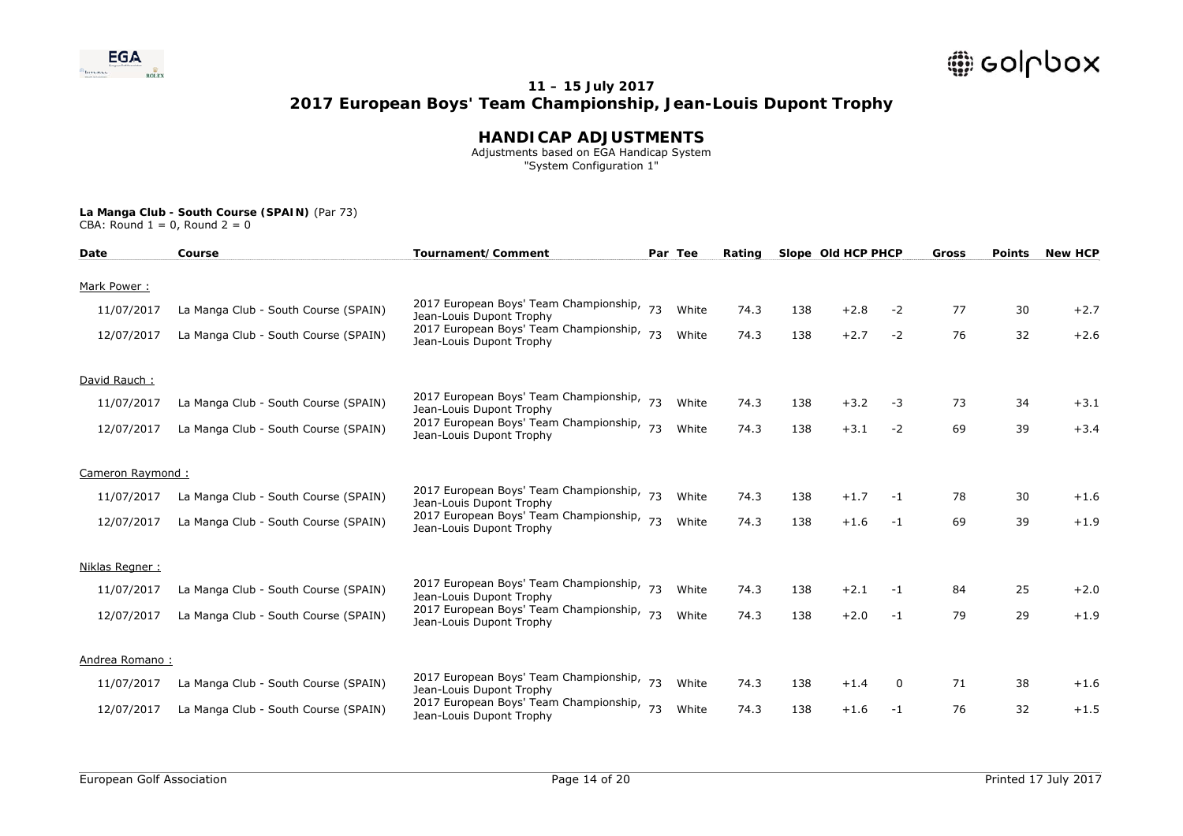# 11 – 15 July 2017

# 2017 European Boys' Team Championship, Jean-Louis Dupont Trophy

## HANDICAP ADJUSTMENTS

Adjustments based on EGA Handicap System
"System Configuration 1"

**La Manga Club - South Course (SPAIN)** (Par 73)
CBA: Round 1 = 0, Round 2 = 0

| Date | Course | Tournament/Comment | Par | Tee | Rating | Slope | Old HCP | PHCP | Gross | Points | New HCP |
|---|---|---|---|---|---|---|---|---|---|---|---|
| Mark Power : | | | | | | | | | | | |
| 11/07/2017 | La Manga Club - South Course (SPAIN) | 2017 European Boys' Team Championship, Jean-Louis Dupont Trophy | 73 | White | 74.3 | 138 | +2.8 | -2 | 77 | 30 | +2.7 |
| 12/07/2017 | La Manga Club - South Course (SPAIN) | 2017 European Boys' Team Championship, Jean-Louis Dupont Trophy | 73 | White | 74.3 | 138 | +2.7 | -2 | 76 | 32 | +2.6 |
| David Rauch : | | | | | | | | | | | |
| 11/07/2017 | La Manga Club - South Course (SPAIN) | 2017 European Boys' Team Championship, Jean-Louis Dupont Trophy | 73 | White | 74.3 | 138 | +3.2 | -3 | 73 | 34 | +3.1 |
| 12/07/2017 | La Manga Club - South Course (SPAIN) | 2017 European Boys' Team Championship, Jean-Louis Dupont Trophy | 73 | White | 74.3 | 138 | +3.1 | -2 | 69 | 39 | +3.4 |
| Cameron Raymond : | | | | | | | | | | | |
| 11/07/2017 | La Manga Club - South Course (SPAIN) | 2017 European Boys' Team Championship, Jean-Louis Dupont Trophy | 73 | White | 74.3 | 138 | +1.7 | -1 | 78 | 30 | +1.6 |
| 12/07/2017 | La Manga Club - South Course (SPAIN) | 2017 European Boys' Team Championship, Jean-Louis Dupont Trophy | 73 | White | 74.3 | 138 | +1.6 | -1 | 69 | 39 | +1.9 |
| Niklas Regner : | | | | | | | | | | | |
| 11/07/2017 | La Manga Club - South Course (SPAIN) | 2017 European Boys' Team Championship, Jean-Louis Dupont Trophy | 73 | White | 74.3 | 138 | +2.1 | -1 | 84 | 25 | +2.0 |
| 12/07/2017 | La Manga Club - South Course (SPAIN) | 2017 European Boys' Team Championship, Jean-Louis Dupont Trophy | 73 | White | 74.3 | 138 | +2.0 | -1 | 79 | 29 | +1.9 |
| Andrea Romano : | | | | | | | | | | | |
| 11/07/2017 | La Manga Club - South Course (SPAIN) | 2017 European Boys' Team Championship, Jean-Louis Dupont Trophy | 73 | White | 74.3 | 138 | +1.4 | 0 | 71 | 38 | +1.6 |
| 12/07/2017 | La Manga Club - South Course (SPAIN) | 2017 European Boys' Team Championship, Jean-Louis Dupont Trophy | 73 | White | 74.3 | 138 | +1.6 | -1 | 76 | 32 | +1.5 |

European Golf Association

Printed 17 July 2017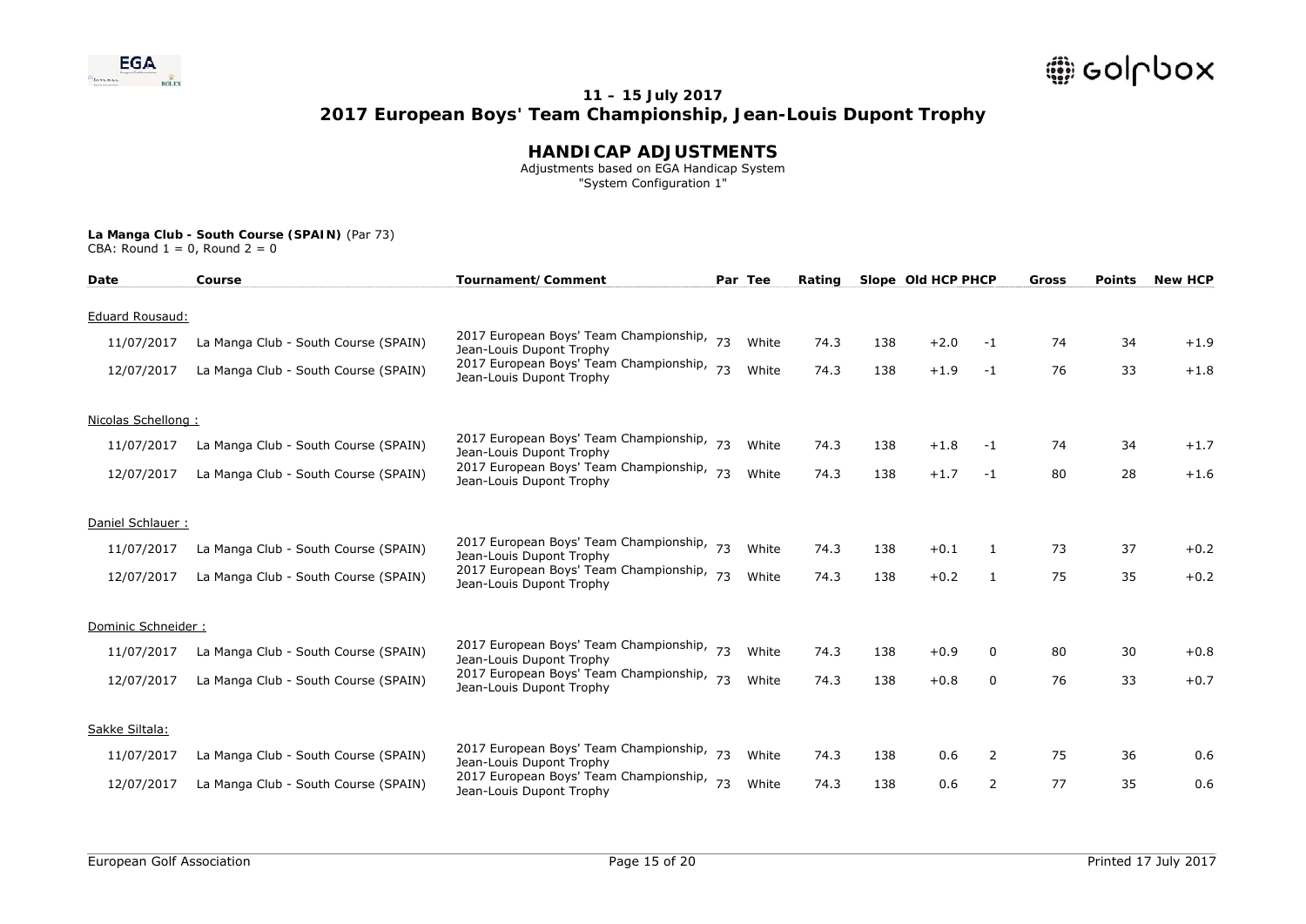# 11 – 15 July 2017

# 2017 European Boys' Team Championship, Jean-Louis Dupont Trophy

## HANDICAP ADJUSTMENTS

Adjustments based on EGA Handicap System
"System Configuration 1"

**La Manga Club - South Course (SPAIN)** (Par 73)
CBA: Round 1 = 0, Round 2 = 0

| Date | Course | Tournament/Comment | Par | Tee | Rating | Slope | Old HCP | PHCP | Gross | Points | New HCP |
|---|---|---|---|---|---|---|---|---|---|---|---|
| Eduard Rousaud: | | | | | | | | | | | |
| 11/07/2017 | La Manga Club - South Course (SPAIN) | 2017 European Boys' Team Championship, Jean-Louis Dupont Trophy | 73 | White | 74.3 | 138 | +2.0 | -1 | 74 | 34 | +1.9 |
| 12/07/2017 | La Manga Club - South Course (SPAIN) | 2017 European Boys' Team Championship, Jean-Louis Dupont Trophy | 73 | White | 74.3 | 138 | +1.9 | -1 | 76 | 33 | +1.8 |
| Nicolas Schellong : | | | | | | | | | | | |
| 11/07/2017 | La Manga Club - South Course (SPAIN) | 2017 European Boys' Team Championship, Jean-Louis Dupont Trophy | 73 | White | 74.3 | 138 | +1.8 | -1 | 74 | 34 | +1.7 |
| 12/07/2017 | La Manga Club - South Course (SPAIN) | 2017 European Boys' Team Championship, Jean-Louis Dupont Trophy | 73 | White | 74.3 | 138 | +1.7 | -1 | 80 | 28 | +1.6 |
| Daniel Schlauer : | | | | | | | | | | | |
| 11/07/2017 | La Manga Club - South Course (SPAIN) | 2017 European Boys' Team Championship, Jean-Louis Dupont Trophy | 73 | White | 74.3 | 138 | +0.1 | 1 | 73 | 37 | +0.2 |
| 12/07/2017 | La Manga Club - South Course (SPAIN) | 2017 European Boys' Team Championship, Jean-Louis Dupont Trophy | 73 | White | 74.3 | 138 | +0.2 | 1 | 75 | 35 | +0.2 |
| Dominic Schneider : | | | | | | | | | | | |
| 11/07/2017 | La Manga Club - South Course (SPAIN) | 2017 European Boys' Team Championship, Jean-Louis Dupont Trophy | 73 | White | 74.3 | 138 | +0.9 | 0 | 80 | 30 | +0.8 |
| 12/07/2017 | La Manga Club - South Course (SPAIN) | 2017 European Boys' Team Championship, Jean-Louis Dupont Trophy | 73 | White | 74.3 | 138 | +0.8 | 0 | 76 | 33 | +0.7 |
| Sakke Siltala: | | | | | | | | | | | |
| 11/07/2017 | La Manga Club - South Course (SPAIN) | 2017 European Boys' Team Championship, Jean-Louis Dupont Trophy | 73 | White | 74.3 | 138 | 0.6 | 2 | 75 | 36 | 0.6 |
| 12/07/2017 | La Manga Club - South Course (SPAIN) | 2017 European Boys' Team Championship, Jean-Louis Dupont Trophy | 73 | White | 74.3 | 138 | 0.6 | 2 | 77 | 35 | 0.6 |

European Golf Association

Printed 17 July 2017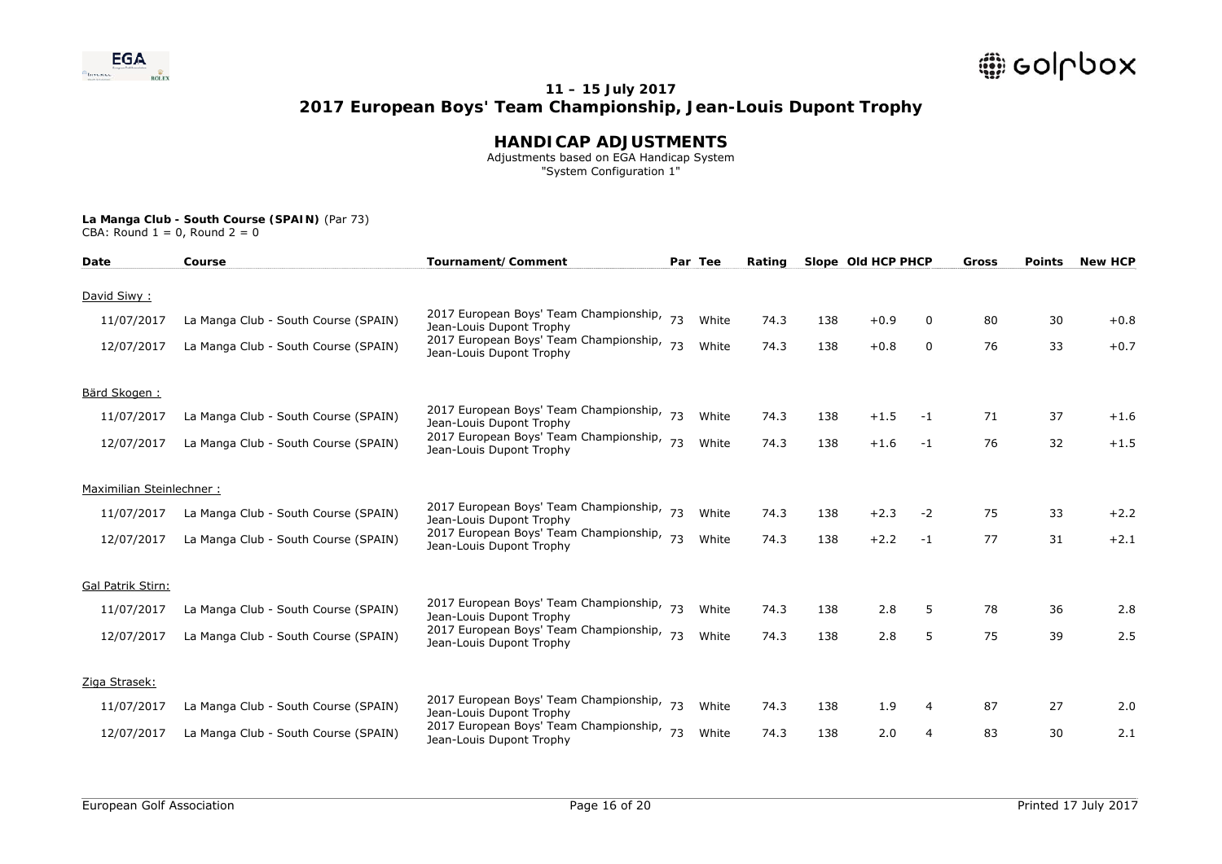# 11 – 15 July 2017

# 2017 European Boys' Team Championship, Jean-Louis Dupont Trophy

## HANDICAP ADJUSTMENTS

Adjustments based on EGA Handicap System
"System Configuration 1"

**La Manga Club - South Course (SPAIN)** (Par 73)
CBA: Round 1 = 0, Round 2 = 0

| Date | Course | Tournament/Comment | Par | Tee | Rating | Slope | Old HCP | PHCP | Gross | Points | New HCP |
|---|---|---|---|---|---|---|---|---|---|---|---|
| David Siwy : | | | | | | | | | | | |
| 11/07/2017 | La Manga Club - South Course (SPAIN) | 2017 European Boys' Team Championship, Jean-Louis Dupont Trophy | 73 | White | 74.3 | 138 | +0.9 | 0 | 80 | 30 | +0.8 |
| 12/07/2017 | La Manga Club - South Course (SPAIN) | 2017 European Boys' Team Championship, Jean-Louis Dupont Trophy | 73 | White | 74.3 | 138 | +0.8 | 0 | 76 | 33 | +0.7 |
| Bärd Skogen : | | | | | | | | | | | |
| 11/07/2017 | La Manga Club - South Course (SPAIN) | 2017 European Boys' Team Championship, Jean-Louis Dupont Trophy | 73 | White | 74.3 | 138 | +1.5 | -1 | 71 | 37 | +1.6 |
| 12/07/2017 | La Manga Club - South Course (SPAIN) | 2017 European Boys' Team Championship, Jean-Louis Dupont Trophy | 73 | White | 74.3 | 138 | +1.6 | -1 | 76 | 32 | +1.5 |
| Maximilian Steinlechner : | | | | | | | | | | | |
| 11/07/2017 | La Manga Club - South Course (SPAIN) | 2017 European Boys' Team Championship, Jean-Louis Dupont Trophy | 73 | White | 74.3 | 138 | +2.3 | -2 | 75 | 33 | +2.2 |
| 12/07/2017 | La Manga Club - South Course (SPAIN) | 2017 European Boys' Team Championship, Jean-Louis Dupont Trophy | 73 | White | 74.3 | 138 | +2.2 | -1 | 77 | 31 | +2.1 |
| Gal Patrik Stirn: | | | | | | | | | | | |
| 11/07/2017 | La Manga Club - South Course (SPAIN) | 2017 European Boys' Team Championship, Jean-Louis Dupont Trophy | 73 | White | 74.3 | 138 | 2.8 | 5 | 78 | 36 | 2.8 |
| 12/07/2017 | La Manga Club - South Course (SPAIN) | 2017 European Boys' Team Championship, Jean-Louis Dupont Trophy | 73 | White | 74.3 | 138 | 2.8 | 5 | 75 | 39 | 2.5 |
| Ziga Strasek: | | | | | | | | | | | |
| 11/07/2017 | La Manga Club - South Course (SPAIN) | 2017 European Boys' Team Championship, Jean-Louis Dupont Trophy | 73 | White | 74.3 | 138 | 1.9 | 4 | 87 | 27 | 2.0 |
| 12/07/2017 | La Manga Club - South Course (SPAIN) | 2017 European Boys' Team Championship, Jean-Louis Dupont Trophy | 73 | White | 74.3 | 138 | 2.0 | 4 | 83 | 30 | 2.1 |

European Golf Association

Printed 17 July 2017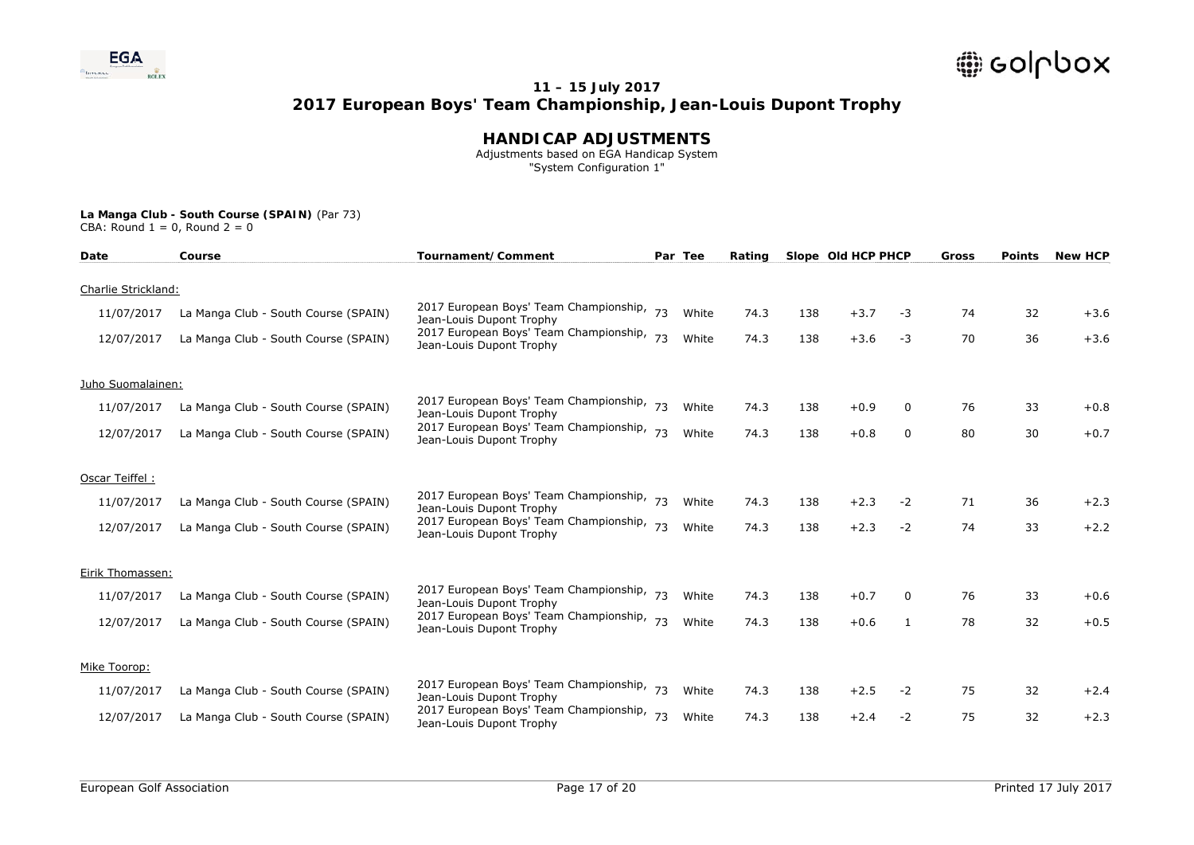## 11 – 15 July 2017
## 2017 European Boys' Team Championship, Jean-Louis Dupont Trophy

# HANDICAP ADJUSTMENTS

Adjustments based on EGA Handicap System
"System Configuration 1"

**La Manga Club - South Course (SPAIN)** (Par 73)
CBA: Round 1 = 0, Round 2 = 0

| Date | Course | Tournament/Comment | Par | Tee | Rating | Slope | Old HCP | PHCP | Gross | Points | New HCP |
|---|---|---|---|---|---|---|---|---|---|---|---|
| Charlie Strickland: | | | | | | | | | | | |
| 11/07/2017 | La Manga Club - South Course (SPAIN) | 2017 European Boys' Team Championship, Jean-Louis Dupont Trophy | 73 | White | 74.3 | 138 | +3.7 | -3 | 74 | 32 | +3.6 |
| 12/07/2017 | La Manga Club - South Course (SPAIN) | 2017 European Boys' Team Championship, Jean-Louis Dupont Trophy | 73 | White | 74.3 | 138 | +3.6 | -3 | 70 | 36 | +3.6 |
| Juho Suomalainen: | | | | | | | | | | | |
| 11/07/2017 | La Manga Club - South Course (SPAIN) | 2017 European Boys' Team Championship, Jean-Louis Dupont Trophy | 73 | White | 74.3 | 138 | +0.9 | 0 | 76 | 33 | +0.8 |
| 12/07/2017 | La Manga Club - South Course (SPAIN) | 2017 European Boys' Team Championship, Jean-Louis Dupont Trophy | 73 | White | 74.3 | 138 | +0.8 | 0 | 80 | 30 | +0.7 |
| Oscar Teiffel : | | | | | | | | | | | |
| 11/07/2017 | La Manga Club - South Course (SPAIN) | 2017 European Boys' Team Championship, Jean-Louis Dupont Trophy | 73 | White | 74.3 | 138 | +2.3 | -2 | 71 | 36 | +2.3 |
| 12/07/2017 | La Manga Club - South Course (SPAIN) | 2017 European Boys' Team Championship, Jean-Louis Dupont Trophy | 73 | White | 74.3 | 138 | +2.3 | -2 | 74 | 33 | +2.2 |
| Eirik Thomassen: | | | | | | | | | | | |
| 11/07/2017 | La Manga Club - South Course (SPAIN) | 2017 European Boys' Team Championship, Jean-Louis Dupont Trophy | 73 | White | 74.3 | 138 | +0.7 | 0 | 76 | 33 | +0.6 |
| 12/07/2017 | La Manga Club - South Course (SPAIN) | 2017 European Boys' Team Championship, Jean-Louis Dupont Trophy | 73 | White | 74.3 | 138 | +0.6 | 1 | 78 | 32 | +0.5 |
| Mike Toorop: | | | | | | | | | | | |
| 11/07/2017 | La Manga Club - South Course (SPAIN) | 2017 European Boys' Team Championship, Jean-Louis Dupont Trophy | 73 | White | 74.3 | 138 | +2.5 | -2 | 75 | 32 | +2.4 |
| 12/07/2017 | La Manga Club - South Course (SPAIN) | 2017 European Boys' Team Championship, Jean-Louis Dupont Trophy | 73 | White | 74.3 | 138 | +2.4 | -2 | 75 | 32 | +2.3 |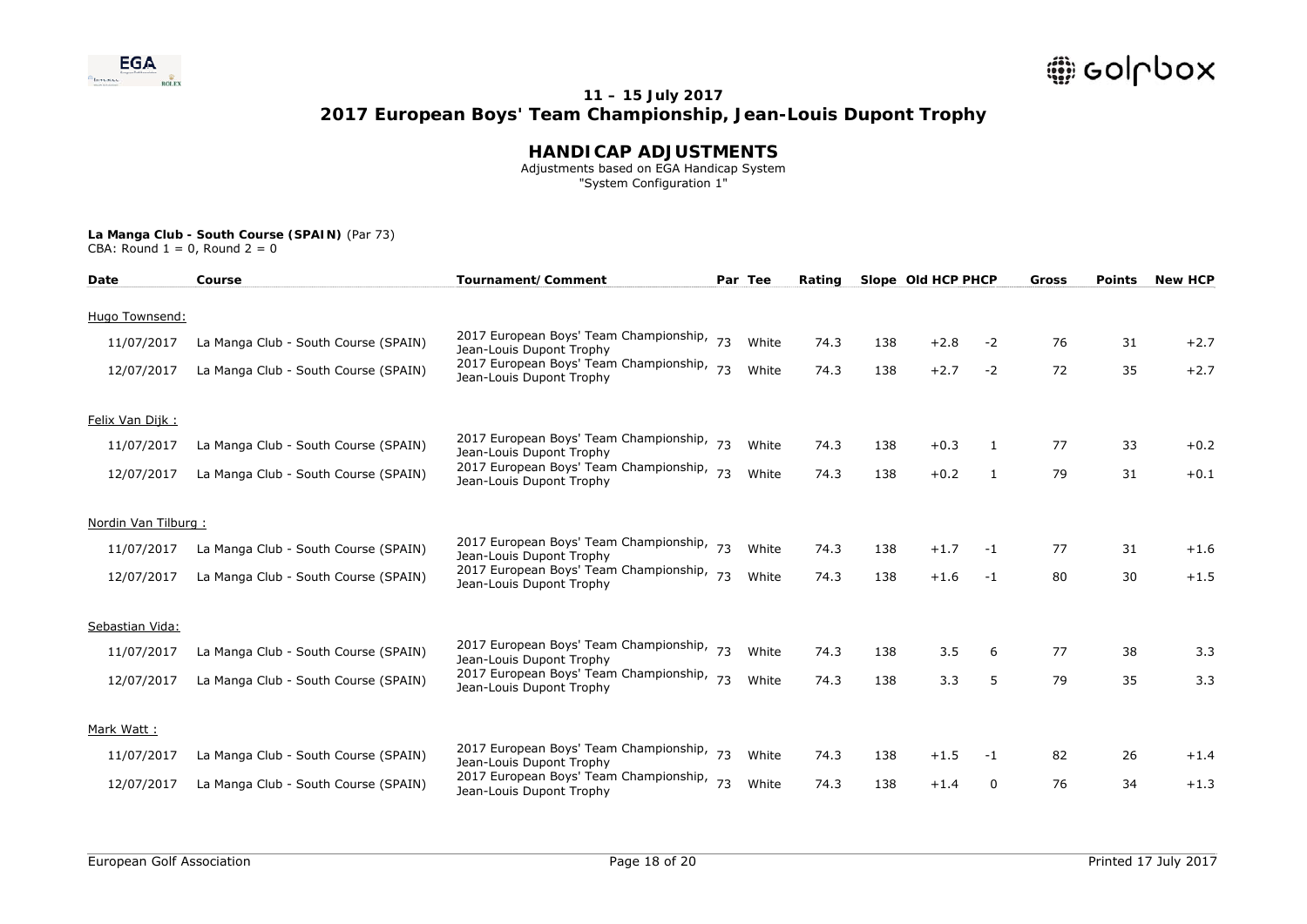# 11 – 15 July 2017
# 2017 European Boys' Team Championship, Jean-Louis Dupont Trophy

## HANDICAP ADJUSTMENTS

Adjustments based on EGA Handicap System
"System Configuration 1"

**La Manga Club - South Course (SPAIN)** (Par 73)
CBA: Round 1 = 0, Round 2 = 0

| Date | Course | Tournament/Comment | Par | Tee | Rating | Slope | Old HCP | PHCP | Gross | Points | New HCP |
|---|---|---|---|---|---|---|---|---|---|---|---|
| Hugo Townsend: | | | | | | | | | | | |
| 11/07/2017 | La Manga Club - South Course (SPAIN) | 2017 European Boys' Team Championship, Jean-Louis Dupont Trophy | 73 | White | 74.3 | 138 | +2.8 | -2 | 76 | 31 | +2.7 |
| 12/07/2017 | La Manga Club - South Course (SPAIN) | 2017 European Boys' Team Championship, Jean-Louis Dupont Trophy | 73 | White | 74.3 | 138 | +2.7 | -2 | 72 | 35 | +2.7 |
| Felix Van Dijk : | | | | | | | | | | | |
| 11/07/2017 | La Manga Club - South Course (SPAIN) | 2017 European Boys' Team Championship, Jean-Louis Dupont Trophy | 73 | White | 74.3 | 138 | +0.3 | 1 | 77 | 33 | +0.2 |
| 12/07/2017 | La Manga Club - South Course (SPAIN) | 2017 European Boys' Team Championship, Jean-Louis Dupont Trophy | 73 | White | 74.3 | 138 | +0.2 | 1 | 79 | 31 | +0.1 |
| Nordin Van Tilburg : | | | | | | | | | | | |
| 11/07/2017 | La Manga Club - South Course (SPAIN) | 2017 European Boys' Team Championship, Jean-Louis Dupont Trophy | 73 | White | 74.3 | 138 | +1.7 | -1 | 77 | 31 | +1.6 |
| 12/07/2017 | La Manga Club - South Course (SPAIN) | 2017 European Boys' Team Championship, Jean-Louis Dupont Trophy | 73 | White | 74.3 | 138 | +1.6 | -1 | 80 | 30 | +1.5 |
| Sebastian Vida: | | | | | | | | | | | |
| 11/07/2017 | La Manga Club - South Course (SPAIN) | 2017 European Boys' Team Championship, Jean-Louis Dupont Trophy | 73 | White | 74.3 | 138 | 3.5 | 6 | 77 | 38 | 3.3 |
| 12/07/2017 | La Manga Club - South Course (SPAIN) | 2017 European Boys' Team Championship, Jean-Louis Dupont Trophy | 73 | White | 74.3 | 138 | 3.3 | 5 | 79 | 35 | 3.3 |
| Mark Watt : | | | | | | | | | | | |
| 11/07/2017 | La Manga Club - South Course (SPAIN) | 2017 European Boys' Team Championship, Jean-Louis Dupont Trophy | 73 | White | 74.3 | 138 | +1.5 | -1 | 82 | 26 | +1.4 |
| 12/07/2017 | La Manga Club - South Course (SPAIN) | 2017 European Boys' Team Championship, Jean-Louis Dupont Trophy | 73 | White | 74.3 | 138 | +1.4 | 0 | 76 | 34 | +1.3 |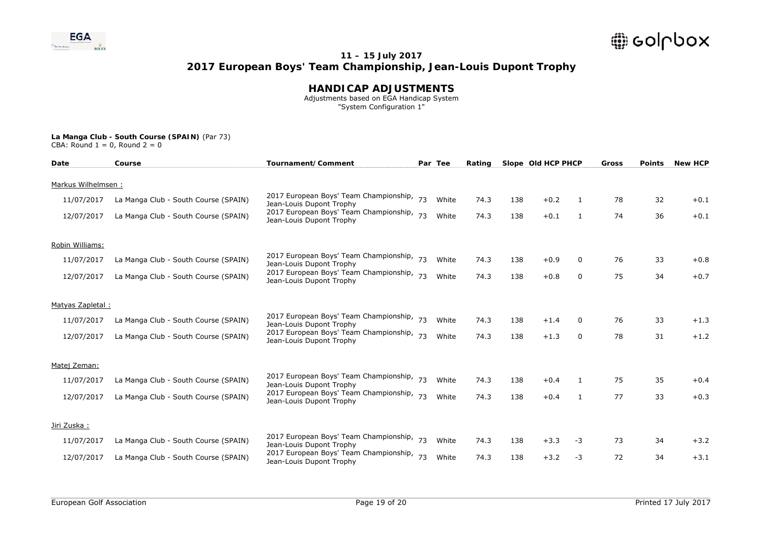## 11 – 15 July 2017

## 2017 European Boys' Team Championship, Jean-Louis Dupont Trophy

# HANDICAP ADJUSTMENTS

Adjustments based on EGA Handicap System
"System Configuration 1"

**La Manga Club - South Course (SPAIN)** (Par 73)
CBA: Round 1 = 0, Round 2 = 0

| Date | Course | Tournament/Comment | Par | Tee | Rating | Slope | Old HCP | PHCP | Gross | Points | New HCP |
|---|---|---|---|---|---|---|---|---|---|---|---|
| Markus Wilhelmsen : | | | | | | | | | | | |
| 11/07/2017 | La Manga Club - South Course (SPAIN) | 2017 European Boys' Team Championship, Jean-Louis Dupont Trophy | 73 | White | 74.3 | 138 | +0.2 | 1 | 78 | 32 | +0.1 |
| 12/07/2017 | La Manga Club - South Course (SPAIN) | 2017 European Boys' Team Championship, Jean-Louis Dupont Trophy | 73 | White | 74.3 | 138 | +0.1 | 1 | 74 | 36 | +0.1 |
| Robin Williams: | | | | | | | | | | | |
| 11/07/2017 | La Manga Club - South Course (SPAIN) | 2017 European Boys' Team Championship, Jean-Louis Dupont Trophy | 73 | White | 74.3 | 138 | +0.9 | 0 | 76 | 33 | +0.8 |
| 12/07/2017 | La Manga Club - South Course (SPAIN) | 2017 European Boys' Team Championship, Jean-Louis Dupont Trophy | 73 | White | 74.3 | 138 | +0.8 | 0 | 75 | 34 | +0.7 |
| Matyas Zapletal : | | | | | | | | | | | |
| 11/07/2017 | La Manga Club - South Course (SPAIN) | 2017 European Boys' Team Championship, Jean-Louis Dupont Trophy | 73 | White | 74.3 | 138 | +1.4 | 0 | 76 | 33 | +1.3 |
| 12/07/2017 | La Manga Club - South Course (SPAIN) | 2017 European Boys' Team Championship, Jean-Louis Dupont Trophy | 73 | White | 74.3 | 138 | +1.3 | 0 | 78 | 31 | +1.2 |
| Matej Zeman: | | | | | | | | | | | |
| 11/07/2017 | La Manga Club - South Course (SPAIN) | 2017 European Boys' Team Championship, Jean-Louis Dupont Trophy | 73 | White | 74.3 | 138 | +0.4 | 1 | 75 | 35 | +0.4 |
| 12/07/2017 | La Manga Club - South Course (SPAIN) | 2017 European Boys' Team Championship, Jean-Louis Dupont Trophy | 73 | White | 74.3 | 138 | +0.4 | 1 | 77 | 33 | +0.3 |
| Jiri Zuska : | | | | | | | | | | | |
| 11/07/2017 | La Manga Club - South Course (SPAIN) | 2017 European Boys' Team Championship, Jean-Louis Dupont Trophy | 73 | White | 74.3 | 138 | +3.3 | -3 | 73 | 34 | +3.2 |
| 12/07/2017 | La Manga Club - South Course (SPAIN) | 2017 European Boys' Team Championship, Jean-Louis Dupont Trophy | 73 | White | 74.3 | 138 | +3.2 | -3 | 72 | 34 | +3.1 |

European Golf Association — Printed 17 July 2017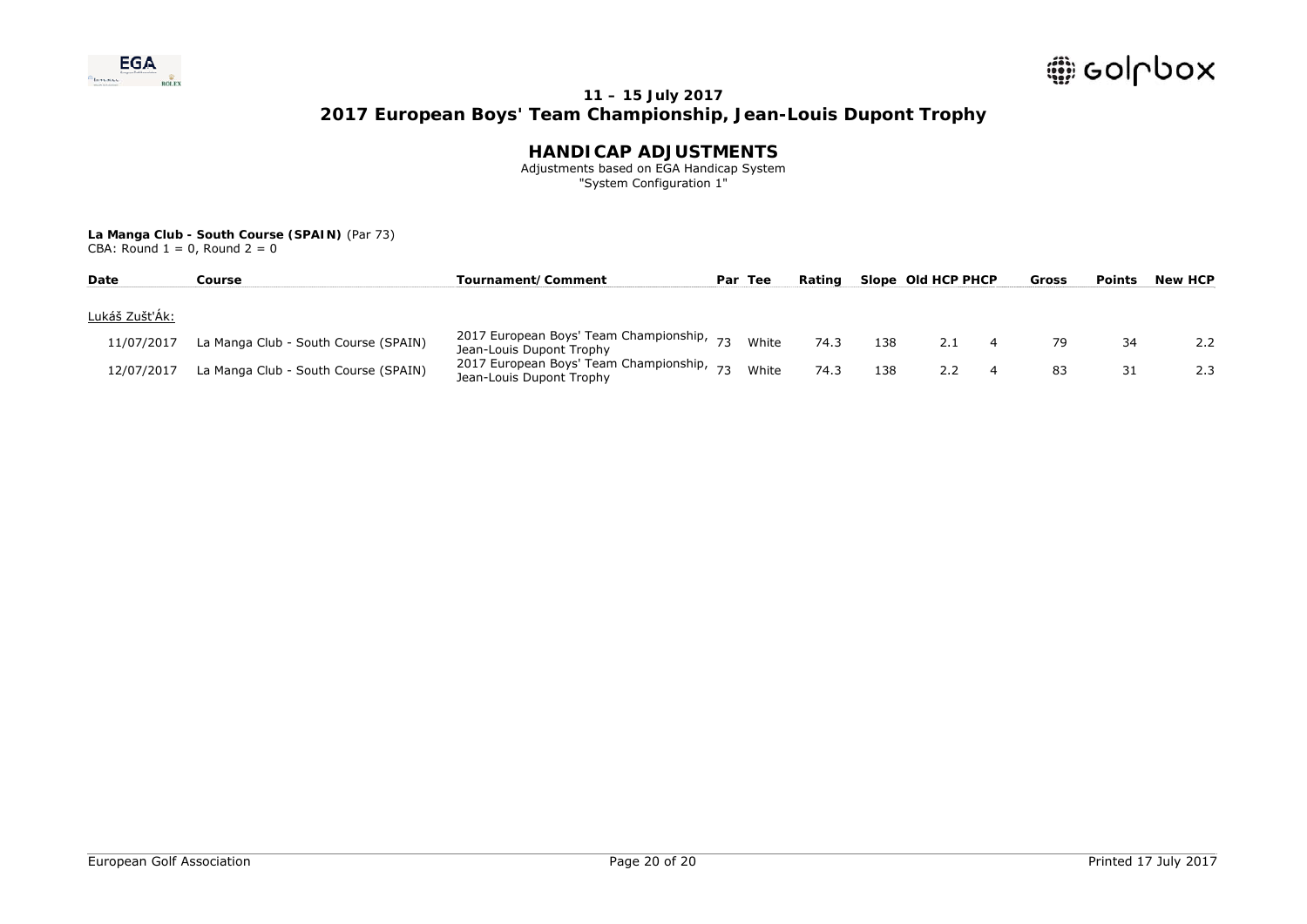### 11 – 15 July 2017
## 2017 European Boys' Team Championship, Jean-Louis Dupont Trophy

### HANDICAP ADJUSTMENTS

Adjustments based on EGA Handicap System
"System Configuration 1"

**La Manga Club - South Course (SPAIN)** (Par 73)
CBA: Round 1 = 0, Round 2 = 0

| Date | Course | Tournament/Comment | Par | Tee | Rating | Slope | Old HCP | PHCP | Gross | Points | New HCP |
|---|---|---|---|---|---|---|---|---|---|---|---|
| Lukáš Zušt'Ák: | | | | | | | | | | | |
| 11/07/2017 | La Manga Club - South Course (SPAIN) | 2017 European Boys' Team Championship, Jean-Louis Dupont Trophy | 73 | White | 74.3 | 138 | 2.1 | 4 | 79 | 34 | 2.2 |
| 12/07/2017 | La Manga Club - South Course (SPAIN) | 2017 European Boys' Team Championship, Jean-Louis Dupont Trophy | 73 | White | 74.3 | 138 | 2.2 | 4 | 83 | 31 | 2.3 |

European Golf Association

Printed 17 July 2017